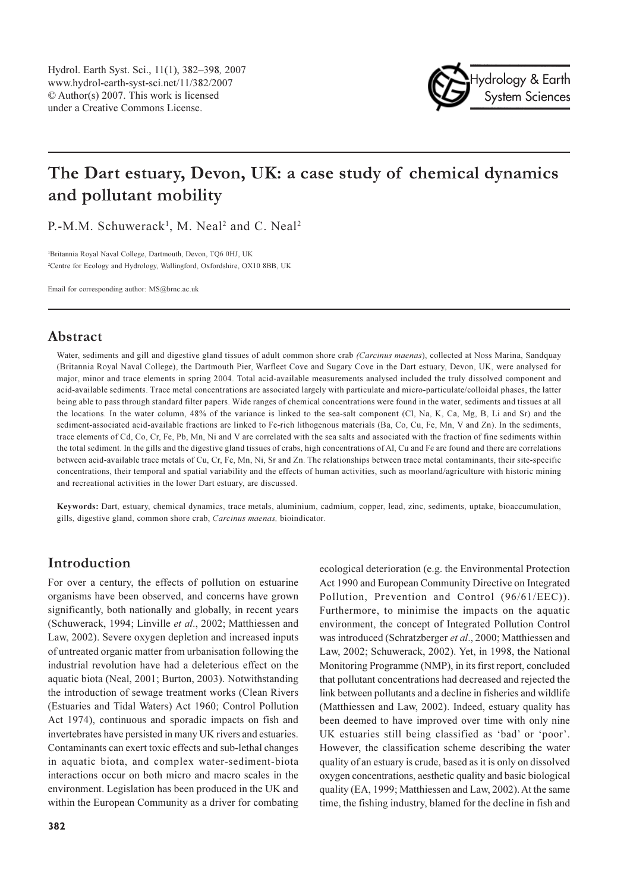# The Dart estuary, Devon, UK: a case study of chemical dynamics and pollutant mobility

P.-M.M. Schuwerack[1], M. Neal[2] and C. Neal[2]

[1]Britannia Royal Naval College, Dartmouth, Devon, TQ6 0HJ, UK

[2]Centre for Ecology and Hydrology, Wallingford, Oxfordshire, OX10 8BB, UK

Email for corresponding author: MS@brnc.ac.uk

## Abstract

Water, sediments and gill and digestive gland tissues of adult common shore crab *(Carcinus maenas)*, collected at Noss Marina, Sandquay (Britannia Royal Naval College), the Dartmouth Pier, Warfleet Cove and Sugary Cove in the Dart estuary, Devon, UK, were analysed for major, minor and trace elements in spring 2004. Total acid-available measurements analysed included the truly dissolved component and acid-available sediments. Trace metal concentrations are associated largely with particulate and micro-particulate/colloidal phases, the latter being able to pass through standard filter papers. Wide ranges of chemical concentrations were found in the water, sediments and tissues at all the locations. In the water column, 48% of the variance is linked to the sea-salt component (Cl, Na, K, Ca, Mg, B, Li and Sr) and the sediment-associated acid-available fractions are linked to Fe-rich lithogenous materials (Ba, Co, Cu, Fe, Mn, V and Zn). In the sediments, trace elements of Cd, Co, Cr, Fe, Pb, Mn, Ni and V are correlated with the sea salts and associated with the fraction of fine sediments within the total sediment. In the gills and the digestive gland tissues of crabs, high concentrations of Al, Cu and Fe are found and there are correlations between acid-available trace metals of Cu, Cr, Fe, Mn, Ni, Sr and Zn. The relationships between trace metal contaminants, their site-specific concentrations, their temporal and spatial variability and the effects of human activities, such as moorland/agriculture with historic mining and recreational activities in the lower Dart estuary, are discussed.

**Keywords:** Dart, estuary, chemical dynamics, trace metals, aluminium, cadmium, copper, lead, zinc, sediments, uptake, bioaccumulation, gills, digestive gland, common shore crab, *Carcinus maenas,* bioindicator.

## Introduction

For over a century, the effects of pollution on estuarine organisms have been observed, and concerns have grown significantly, both nationally and globally, in recent years (Schuwerack, 1994; Linville *et al*., 2002; Matthiessen and Law, 2002). Severe oxygen depletion and increased inputs of untreated organic matter from urbanisation following the industrial revolution have had a deleterious effect on the aquatic biota (Neal, 2001; Burton, 2003). Notwithstanding the introduction of sewage treatment works (Clean Rivers (Estuaries and Tidal Waters) Act 1960; Control Pollution Act 1974), continuous and sporadic impacts on fish and invertebrates have persisted in many UK rivers and estuaries. Contaminants can exert toxic effects and sub-lethal changes in aquatic biota, and complex water-sediment-biota interactions occur on both micro and macro scales in the environment. Legislation has been produced in the UK and within the European Community as a driver for combating ecological deterioration (e.g. the Environmental Protection Act 1990 and European Community Directive on Integrated Pollution, Prevention and Control (96/61/EEC)). Furthermore, to minimise the impacts on the aquatic environment, the concept of Integrated Pollution Control was introduced (Schratzberger *et al*., 2000; Matthiessen and Law, 2002; Schuwerack, 2002). Yet, in 1998, the National Monitoring Programme (NMP), in its first report, concluded that pollutant concentrations had decreased and rejected the link between pollutants and a decline in fisheries and wildlife (Matthiessen and Law, 2002). Indeed, estuary quality has been deemed to have improved over time with only nine UK estuaries still being classified as 'bad' or 'poor'. However, the classification scheme describing the water quality of an estuary is crude, based as it is only on dissolved oxygen concentrations, aesthetic quality and basic biological quality (EA, 1999; Matthiessen and Law, 2002). At the same time, the fishing industry, blamed for the decline in fish and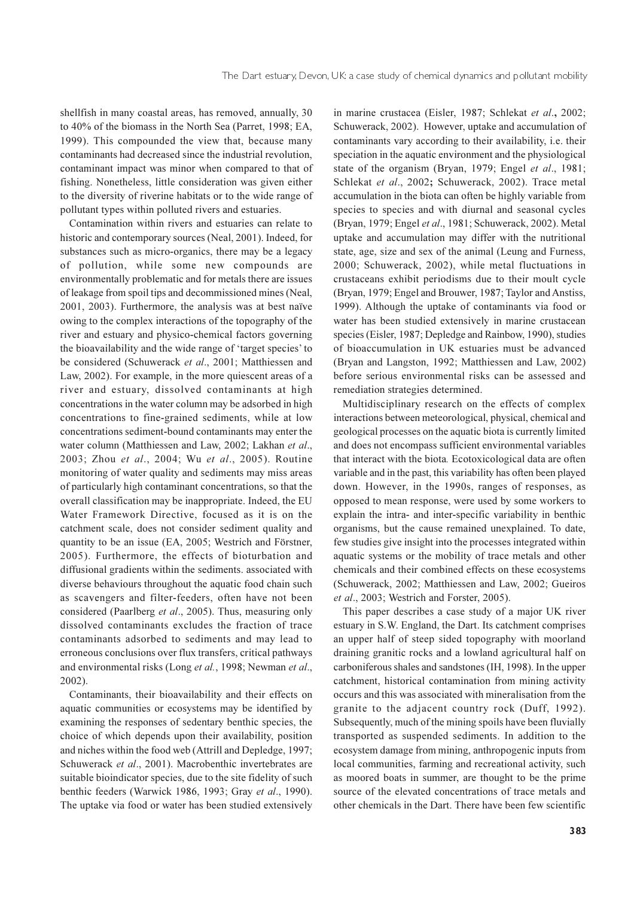shellfish in many coastal areas, has removed, annually, 30 to 40% of the biomass in the North Sea (Parret, 1998; EA, 1999). This compounded the view that, because many contaminants had decreased since the industrial revolution, contaminant impact was minor when compared to that of fishing. Nonetheless, little consideration was given either to the diversity of riverine habitats or to the wide range of pollutant types within polluted rivers and estuaries.

Contamination within rivers and estuaries can relate to historic and contemporary sources (Neal, 2001). Indeed, for substances such as micro-organics, there may be a legacy of pollution, while some new compounds are environmentally problematic and for metals there are issues of leakage from spoil tips and decommissioned mines (Neal, 2001, 2003). Furthermore, the analysis was at best naïve owing to the complex interactions of the topography of the river and estuary and physico-chemical factors governing the bioavailability and the wide range of 'target species' to be considered (Schuwerack *et al*., 2001; Matthiessen and Law, 2002). For example, in the more quiescent areas of a river and estuary, dissolved contaminants at high concentrations in the water column may be adsorbed in high concentrations to fine-grained sediments, while at low concentrations sediment-bound contaminants may enter the water column (Matthiessen and Law, 2002; Lakhan *et al*., 2003; Zhou *et al*., 2004; Wu *et al*., 2005). Routine monitoring of water quality and sediments may miss areas of particularly high contaminant concentrations, so that the overall classification may be inappropriate. Indeed, the EU Water Framework Directive, focused as it is on the catchment scale, does not consider sediment quality and quantity to be an issue (EA, 2005; Westrich and Förstner, 2005). Furthermore, the effects of bioturbation and diffusional gradients within the sediments. associated with diverse behaviours throughout the aquatic food chain such as scavengers and filter-feeders, often have not been considered (Paarlberg *et al*., 2005). Thus, measuring only dissolved contaminants excludes the fraction of trace contaminants adsorbed to sediments and may lead to erroneous conclusions over flux transfers, critical pathways and environmental risks (Long *et al.*, 1998; Newman *et al*., 2002).

Contaminants, their bioavailability and their effects on aquatic communities or ecosystems may be identified by examining the responses of sedentary benthic species, the choice of which depends upon their availability, position and niches within the food web (Attrill and Depledge, 1997; Schuwerack *et al*., 2001). Macrobenthic invertebrates are suitable bioindicator species, due to the site fidelity of such benthic feeders (Warwick 1986, 1993; Gray *et al*., 1990). The uptake via food or water has been studied extensively in marine crustacea (Eisler, 1987; Schlekat *et al*.**,** 2002; Schuwerack, 2002). However, uptake and accumulation of contaminants vary according to their availability, i.e. their speciation in the aquatic environment and the physiological state of the organism (Bryan, 1979; Engel *et al*., 1981; Schlekat *et al*., 2002**;** Schuwerack, 2002). Trace metal accumulation in the biota can often be highly variable from species to species and with diurnal and seasonal cycles (Bryan, 1979; Engel *et al*., 1981; Schuwerack, 2002). Metal uptake and accumulation may differ with the nutritional state, age, size and sex of the animal (Leung and Furness, 2000; Schuwerack, 2002), while metal fluctuations in crustaceans exhibit periodisms due to their moult cycle (Bryan, 1979; Engel and Brouwer, 1987; Taylor and Anstiss, 1999). Although the uptake of contaminants via food or water has been studied extensively in marine crustacean species (Eisler, 1987; Depledge and Rainbow, 1990), studies of bioaccumulation in UK estuaries must be advanced (Bryan and Langston, 1992; Matthiessen and Law, 2002) before serious environmental risks can be assessed and remediation strategies determined.

Multidisciplinary research on the effects of complex interactions between meteorological, physical, chemical and geological processes on the aquatic biota is currently limited and does not encompass sufficient environmental variables that interact with the biota*.* Ecotoxicological data are often variable and in the past, this variability has often been played down. However, in the 1990s, ranges of responses, as opposed to mean response, were used by some workers to explain the intra- and inter-specific variability in benthic organisms, but the cause remained unexplained. To date, few studies give insight into the processes integrated within aquatic systems or the mobility of trace metals and other chemicals and their combined effects on these ecosystems (Schuwerack, 2002; Matthiessen and Law, 2002; Gueiros *et al*., 2003; Westrich and Forster, 2005).

This paper describes a case study of a major UK river estuary in S.W. England, the Dart. Its catchment comprises an upper half of steep sided topography with moorland draining granitic rocks and a lowland agricultural half on carboniferous shales and sandstones (IH, 1998). In the upper catchment, historical contamination from mining activity occurs and this was associated with mineralisation from the granite to the adjacent country rock (Duff, 1992). Subsequently, much of the mining spoils have been fluvially transported as suspended sediments. In addition to the ecosystem damage from mining, anthropogenic inputs from local communities, farming and recreational activity, such as moored boats in summer, are thought to be the prime source of the elevated concentrations of trace metals and other chemicals in the Dart. There have been few scientific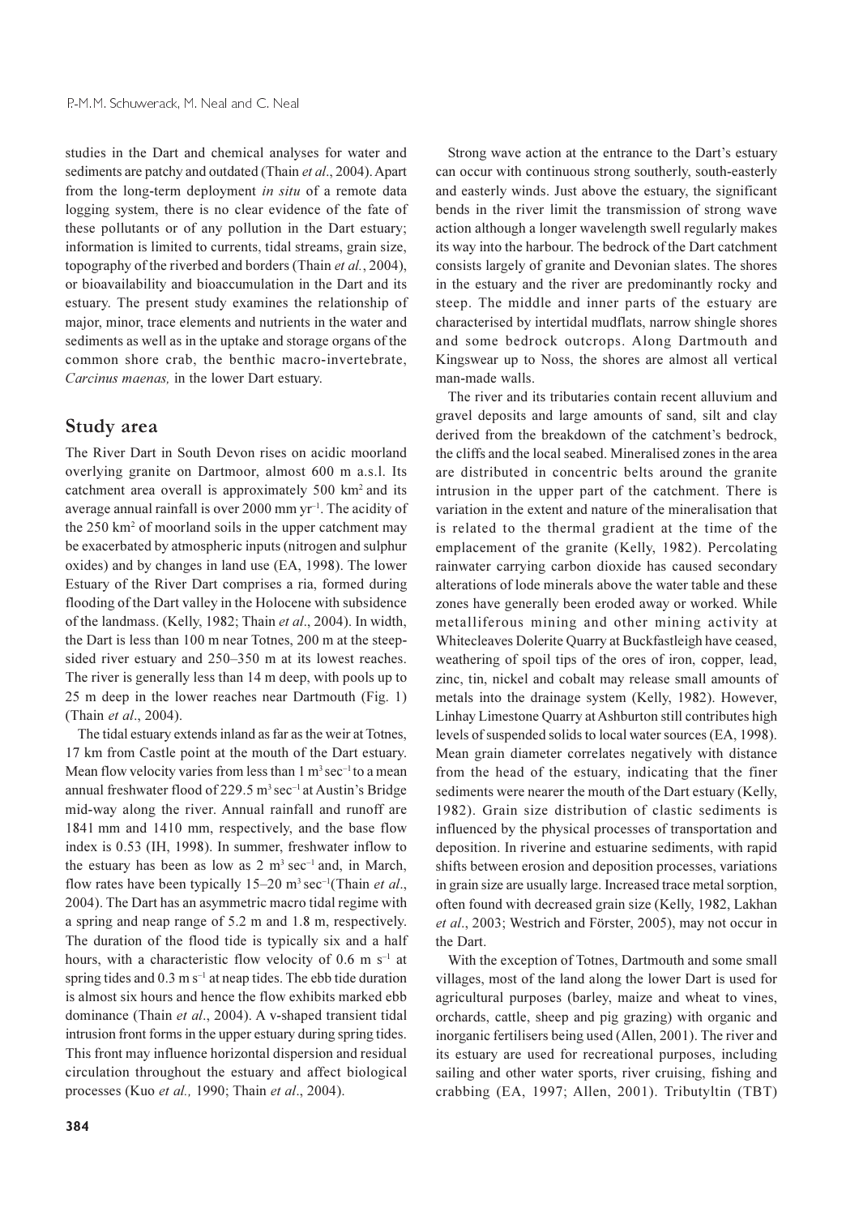studies in the Dart and chemical analyses for water and sediments are patchy and outdated (Thain *et al*., 2004). Apart from the long-term deployment *in situ* of a remote data logging system, there is no clear evidence of the fate of these pollutants or of any pollution in the Dart estuary; information is limited to currents, tidal streams, grain size, topography of the riverbed and borders (Thain *et al.*, 2004), or bioavailability and bioaccumulation in the Dart and its estuary. The present study examines the relationship of major, minor, trace elements and nutrients in the water and sediments as well as in the uptake and storage organs of the common shore crab, the benthic macro-invertebrate, *Carcinus maenas,* in the lower Dart estuary.

## Study area

The River Dart in South Devon rises on acidic moorland overlying granite on Dartmoor, almost 600 m a.s.l. Its catchment area overall is approximately 500 km$^2$ and its average annual rainfall is over 2000 mm yr$^{-1}$. The acidity of the 250 km$^2$ of moorland soils in the upper catchment may be exacerbated by atmospheric inputs (nitrogen and sulphur oxides) and by changes in land use (EA, 1998). The lower Estuary of the River Dart comprises a ria, formed during flooding of the Dart valley in the Holocene with subsidence of the landmass. (Kelly, 1982; Thain *et al*., 2004). In width, the Dart is less than 100 m near Totnes, 200 m at the steep-sided river estuary and 250–350 m at its lowest reaches. The river is generally less than 14 m deep, with pools up to 25 m deep in the lower reaches near Dartmouth (Fig. 1) (Thain *et al*., 2004).

The tidal estuary extends inland as far as the weir at Totnes, 17 km from Castle point at the mouth of the Dart estuary. Mean flow velocity varies from less than 1 m$^3$ sec$^{-1}$ to a mean annual freshwater flood of 229.5 m$^3$ sec$^{-1}$ at Austin's Bridge mid-way along the river. Annual rainfall and runoff are 1841 mm and 1410 mm, respectively, and the base flow index is 0.53 (IH, 1998). In summer, freshwater inflow to the estuary has been as low as 2 m$^3$ sec$^{-1}$ and, in March, flow rates have been typically 15–20 m$^3$ sec$^{-1}$(Thain *et al*., 2004). The Dart has an asymmetric macro tidal regime with a spring and neap range of 5.2 m and 1.8 m, respectively. The duration of the flood tide is typically six and a half hours, with a characteristic flow velocity of 0.6 m s$^{-1}$ at spring tides and 0.3 m s$^{-1}$ at neap tides. The ebb tide duration is almost six hours and hence the flow exhibits marked ebb dominance (Thain *et al*., 2004). A v-shaped transient tidal intrusion front forms in the upper estuary during spring tides. This front may influence horizontal dispersion and residual circulation throughout the estuary and affect biological processes (Kuo *et al.,* 1990; Thain *et al*., 2004).

Strong wave action at the entrance to the Dart's estuary can occur with continuous strong southerly, south-easterly and easterly winds. Just above the estuary, the significant bends in the river limit the transmission of strong wave action although a longer wavelength swell regularly makes its way into the harbour. The bedrock of the Dart catchment consists largely of granite and Devonian slates. The shores in the estuary and the river are predominantly rocky and steep. The middle and inner parts of the estuary are characterised by intertidal mudflats, narrow shingle shores and some bedrock outcrops. Along Dartmouth and Kingswear up to Noss, the shores are almost all vertical man-made walls.

The river and its tributaries contain recent alluvium and gravel deposits and large amounts of sand, silt and clay derived from the breakdown of the catchment's bedrock, the cliffs and the local seabed. Mineralised zones in the area are distributed in concentric belts around the granite intrusion in the upper part of the catchment. There is variation in the extent and nature of the mineralisation that is related to the thermal gradient at the time of the emplacement of the granite (Kelly, 1982). Percolating rainwater carrying carbon dioxide has caused secondary alterations of lode minerals above the water table and these zones have generally been eroded away or worked. While metalliferous mining and other mining activity at Whitecleaves Dolerite Quarry at Buckfastleigh have ceased, weathering of spoil tips of the ores of iron, copper, lead, zinc, tin, nickel and cobalt may release small amounts of metals into the drainage system (Kelly, 1982). However, Linhay Limestone Quarry at Ashburton still contributes high levels of suspended solids to local water sources (EA, 1998). Mean grain diameter correlates negatively with distance from the head of the estuary, indicating that the finer sediments were nearer the mouth of the Dart estuary (Kelly, 1982). Grain size distribution of clastic sediments is influenced by the physical processes of transportation and deposition. In riverine and estuarine sediments, with rapid shifts between erosion and deposition processes, variations in grain size are usually large. Increased trace metal sorption, often found with decreased grain size (Kelly, 1982, Lakhan *et al*., 2003; Westrich and Förster, 2005), may not occur in the Dart.

With the exception of Totnes, Dartmouth and some small villages, most of the land along the lower Dart is used for agricultural purposes (barley, maize and wheat to vines, orchards, cattle, sheep and pig grazing) with organic and inorganic fertilisers being used (Allen, 2001). The river and its estuary are used for recreational purposes, including sailing and other water sports, river cruising, fishing and crabbing (EA, 1997; Allen, 2001). Tributyltin (TBT)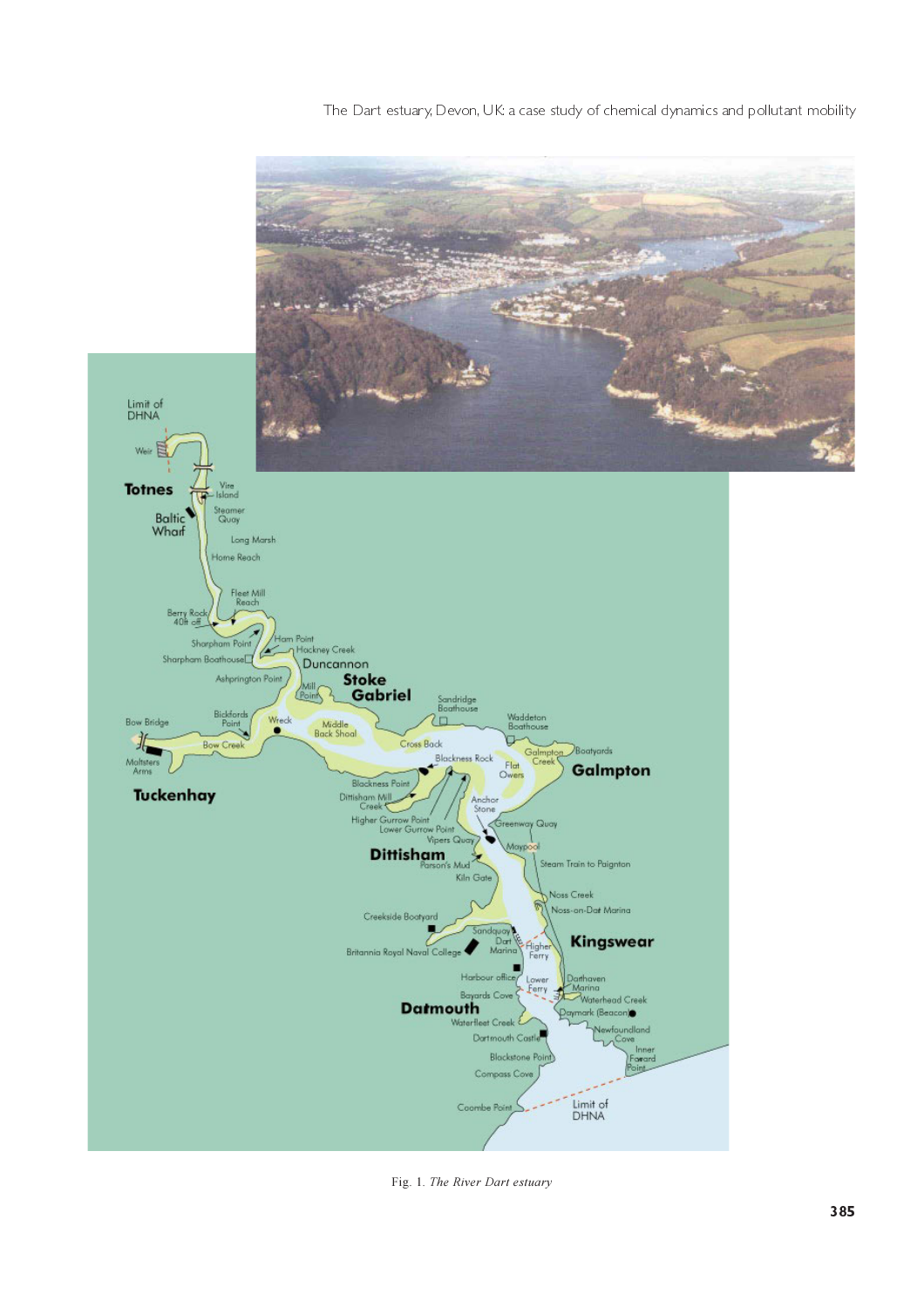Fig. 1. *The River Dart estuary*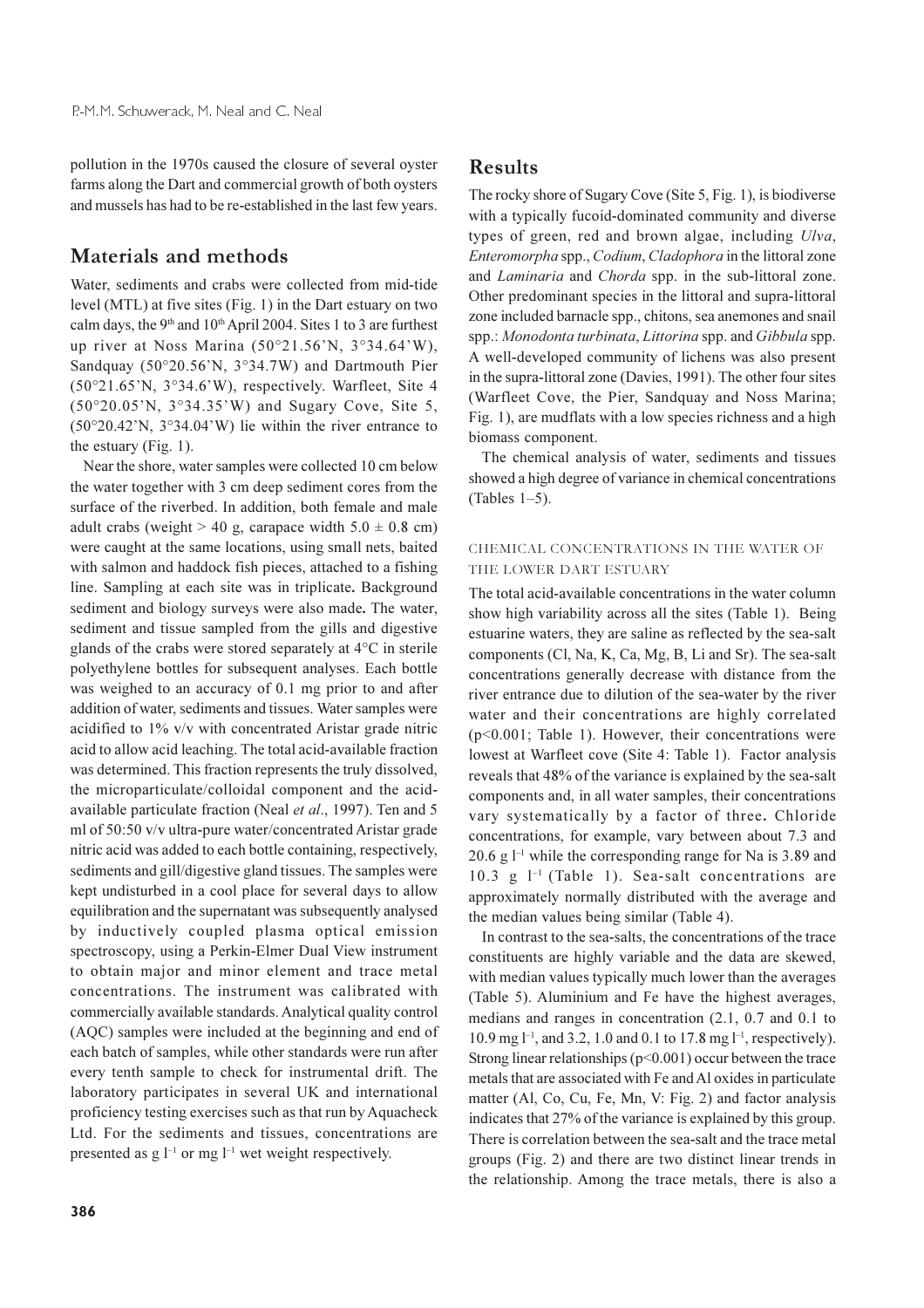pollution in the 1970s caused the closure of several oyster farms along the Dart and commercial growth of both oysters and mussels has had to be re-established in the last few years.

## Materials and methods

Water, sediments and crabs were collected from mid-tide level (MTL) at five sites (Fig. 1) in the Dart estuary on two calm days, the 9th and 10th April 2004. Sites 1 to 3 are furthest up river at Noss Marina (50°21.56'N, 3°34.64'W), Sandquay (50°20.56'N, 3°34.7W) and Dartmouth Pier (50°21.65'N, 3°34.6'W), respectively. Warfleet, Site 4 (50°20.05'N, 3°34.35'W) and Sugary Cove, Site 5, (50°20.42'N, 3°34.04'W) lie within the river entrance to the estuary (Fig. 1).

Near the shore, water samples were collected 10 cm below the water together with 3 cm deep sediment cores from the surface of the riverbed. In addition, both female and male adult crabs (weight > 40 g, carapace width 5.0 ± 0.8 cm) were caught at the same locations, using small nets, baited with salmon and haddock fish pieces, attached to a fishing line. Sampling at each site was in triplicate**.** Background sediment and biology surveys were also made**.** The water, sediment and tissue sampled from the gills and digestive glands of the crabs were stored separately at 4°C in sterile polyethylene bottles for subsequent analyses. Each bottle was weighed to an accuracy of 0.1 mg prior to and after addition of water, sediments and tissues. Water samples were acidified to 1% v/v with concentrated Aristar grade nitric acid to allow acid leaching. The total acid-available fraction was determined. This fraction represents the truly dissolved, the microparticulate/colloidal component and the acid-available particulate fraction (Neal *et al*., 1997). Ten and 5 ml of 50:50 v/v ultra-pure water/concentrated Aristar grade nitric acid was added to each bottle containing, respectively, sediments and gill/digestive gland tissues. The samples were kept undisturbed in a cool place for several days to allow equilibration and the supernatant was subsequently analysed by inductively coupled plasma optical emission spectroscopy, using a Perkin-Elmer Dual View instrument to obtain major and minor element and trace metal concentrations. The instrument was calibrated with commercially available standards. Analytical quality control (AQC) samples were included at the beginning and end of each batch of samples, while other standards were run after every tenth sample to check for instrumental drift. The laboratory participates in several UK and international proficiency testing exercises such as that run by Aquacheck Ltd. For the sediments and tissues, concentrations are presented as g $l^{-1}$ or mg $l^{-1}$ wet weight respectively.

## Results

The rocky shore of Sugary Cove (Site 5, Fig. 1), is biodiverse with a typically fucoid-dominated community and diverse types of green, red and brown algae, including *Ulva*, *Enteromorpha* spp., *Codium*, *Cladophora* in the littoral zone and *Laminaria* and *Chorda* spp. in the sub-littoral zone. Other predominant species in the littoral and supra-littoral zone included barnacle spp., chitons, sea anemones and snail spp.: *Monodonta turbinata*, *Littorina* spp. and *Gibbula* spp. A well-developed community of lichens was also present in the supra-littoral zone (Davies, 1991). The other four sites (Warfleet Cove, the Pier, Sandquay and Noss Marina; Fig. 1), are mudflats with a low species richness and a high biomass component.

The chemical analysis of water, sediments and tissues showed a high degree of variance in chemical concentrations (Tables 1–5).

### CHEMICAL CONCENTRATIONS IN THE WATER OF THE LOWER DART ESTUARY

The total acid-available concentrations in the water column show high variability across all the sites (Table 1). Being estuarine waters, they are saline as reflected by the sea-salt components (Cl, Na, K, Ca, Mg, B, Li and Sr). The sea-salt concentrations generally decrease with distance from the river entrance due to dilution of the sea-water by the river water and their concentrations are highly correlated ($p<0.001$; Table 1). However, their concentrations were lowest at Warfleet cove (Site 4: Table 1). Factor analysis reveals that 48% of the variance is explained by the sea-salt components and, in all water samples, their concentrations vary systematically by a factor of three**.** Chloride concentrations, for example, vary between about 7.3 and 20.6 g $l^{-1}$ while the corresponding range for Na is 3.89 and 10.3 g $l^{-1}$ (Table 1). Sea-salt concentrations are approximately normally distributed with the average and the median values being similar (Table 4).

In contrast to the sea-salts, the concentrations of the trace constituents are highly variable and the data are skewed, with median values typically much lower than the averages (Table 5). Aluminium and Fe have the highest averages, medians and ranges in concentration (2.1, 0.7 and 0.1 to 10.9 mg $l^{-1}$, and 3.2, 1.0 and 0.1 to 17.8 mg $l^{-1}$, respectively). Strong linear relationships ($p<0.001$) occur between the trace metals that are associated with Fe and Al oxides in particulate matter (Al, Co, Cu, Fe, Mn, V: Fig. 2) and factor analysis indicates that 27% of the variance is explained by this group. There is correlation between the sea-salt and the trace metal groups (Fig. 2) and there are two distinct linear trends in the relationship. Among the trace metals, there is also a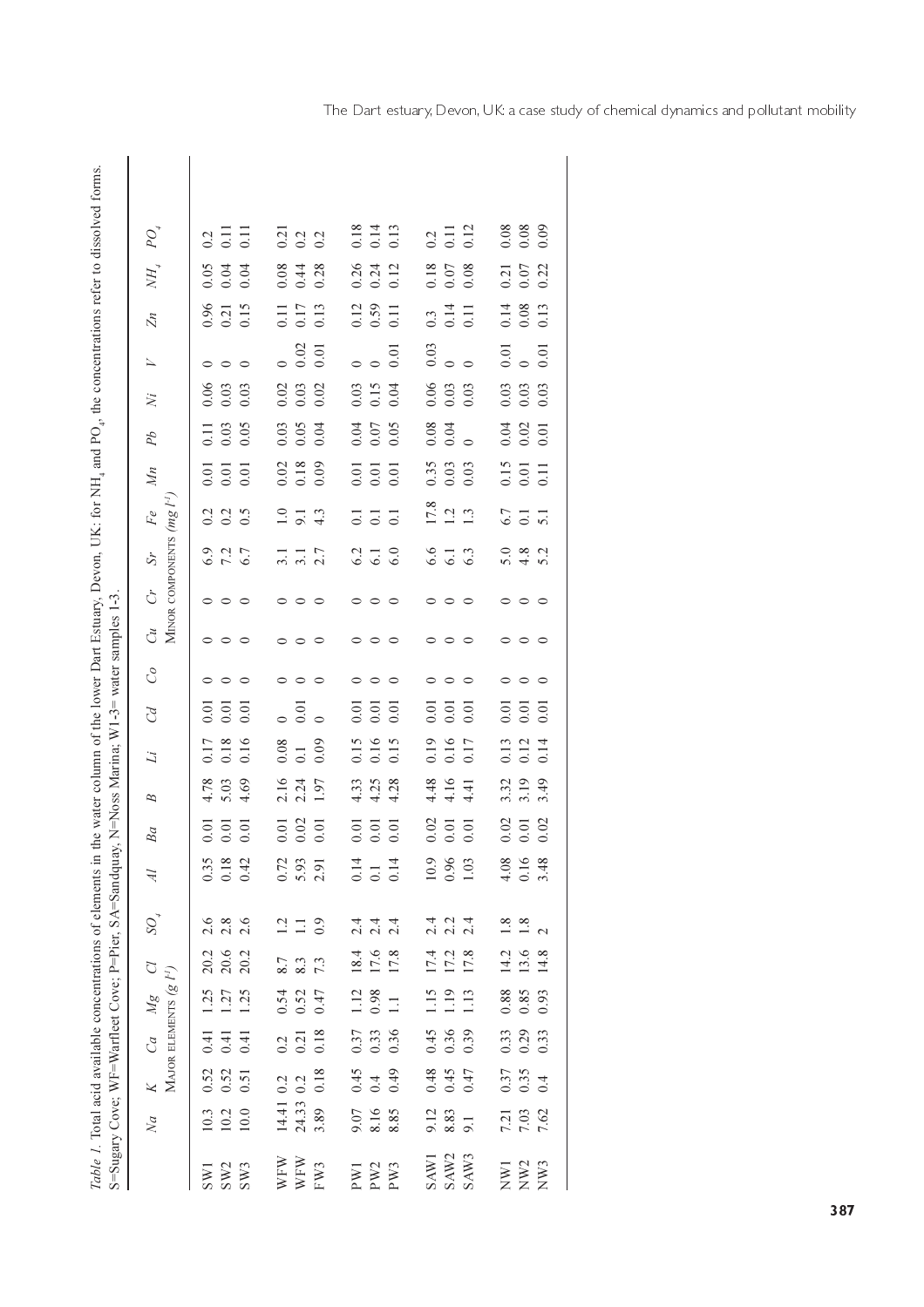*Table 1*. Total acid available concentrations of elements in the water column of the lower Dart Estuary, Devon, UK: for $NH_4$ and $PO_4$, the concentrations refer to dissolved forms. S=Sugary Cove; WF=Warfleet Cove; P=Pier, SA=Sandquay, N=Noss Marina; W1-3= water samples 1-3.

| | *Na* | *K* | *Ca* | *Mg* | *Cl* | $SO_4$ | *Al* | *Ba* | *B* | *Li* | *Cd* | *Co* | *Cu* | *Cr* | *Sr* | *Fe* | *Mn* | *Pb* | *Ni* | *V* | *Zn* | $NH_4$ | $PO_4$ |
|---|---|---|---|---|---|---|---|---|---|---|---|---|---|---|---|---|---|---|---|---|---|---|---|
| | Major elements ($g\ l^{-1}$) | | | | | | Minor components ($mg\ l^{-1}$) | | | | | | | | | | | | | | | | |
| SW1 | 10.3 | 0.52 | 0.41 | 1.25 | 20.2 | 2.6 | 0.35 | 0.01 | 4.78 | 0.17 | 0.01 | 0 | 0 | 0 | 6.9 | 0.2 | 0.01 | 0.11 | 0.06 | 0 | 0.96 | 0.05 | 0.2 |
| SW2 | 10.2 | 0.52 | 0.41 | 1.27 | 20.6 | 2.8 | 0.18 | 0.01 | 5.03 | 0.18 | 0.01 | 0 | 0 | 0 | 7.2 | 0.2 | 0.01 | 0.03 | 0.03 | 0 | 0.21 | 0.04 | 0.11 |
| SW3 | 10.0 | 0.51 | 0.41 | 1.25 | 20.2 | 2.6 | 0.42 | 0.01 | 4.69 | 0.16 | 0.01 | 0 | 0 | 0 | 6.7 | 0.5 | 0.01 | 0.05 | 0.03 | 0 | 0.15 | 0.04 | 0.11 |
| WFW | 14.41 | 0.2 | 0.2 | 0.54 | 8.7 | 1.2 | 0.72 | 0.01 | 2.16 | 0.08 | 0 | 0 | 0 | 0 | 3.1 | 1.0 | 0.02 | 0.03 | 0.02 | 0 | 0.11 | 0.08 | 0.21 |
| WFW | 24.33 | 0.2 | 0.21 | 0.52 | 8.3 | 1.1 | 5.93 | 0.02 | 2.24 | 0.1 | 0.01 | 0 | 0 | 0 | 3.1 | 9.1 | 0.18 | 0.05 | 0.03 | 0.02 | 0.17 | 0.44 | 0.2 |
| FW3 | 3.89 | 0.18 | 0.18 | 0.47 | 7.3 | 0.9 | 2.91 | 0.01 | 1.97 | 0.09 | 0 | 0 | 0 | 0 | 2.7 | 4.3 | 0.09 | 0.04 | 0.02 | 0.01 | 0.13 | 0.28 | 0.2 |
| PW1 | 9.07 | 0.45 | 0.37 | 1.12 | 18.4 | 2.4 | 0.14 | 0.01 | 4.33 | 0.15 | 0.01 | 0 | 0 | 0 | 6.2 | 0.1 | 0.01 | 0.04 | 0.03 | 0 | 0.12 | 0.26 | 0.18 |
| PW2 | 8.16 | 0.4 | 0.33 | 0.98 | 17.6 | 2.4 | 0.1 | 0.01 | 4.25 | 0.16 | 0.01 | 0 | 0 | 0 | 6.1 | 0.1 | 0.01 | 0.07 | 0.15 | 0 | 0.59 | 0.24 | 0.14 |
| PW3 | 8.85 | 0.49 | 0.36 | 1.1 | 17.8 | 2.4 | 0.14 | 0.01 | 4.28 | 0.15 | 0.01 | 0 | 0 | 0 | 6.0 | 0.1 | 0.01 | 0.05 | 0.04 | 0.01 | 0.11 | 0.12 | 0.13 |
| SAW1 | 9.12 | 0.48 | 0.45 | 1.15 | 17.4 | 2.4 | 10.9 | 0.02 | 4.48 | 0.19 | 0.01 | 0 | 0 | 0 | 6.6 | 17.8 | 0.35 | 0.08 | 0.06 | 0.03 | 0.3 | 0.18 | 0.2 |
| SAW2 | 8.83 | 0.45 | 0.36 | 1.19 | 17.2 | 2.2 | 0.96 | 0.01 | 4.16 | 0.16 | 0.01 | 0 | 0 | 0 | 6.1 | 1.2 | 0.03 | 0.04 | 0.03 | 0 | 0.14 | 0.07 | 0.11 |
| SAW3 | 9.1 | 0.47 | 0.39 | 1.13 | 17.8 | 2.4 | 1.03 | 0.01 | 4.41 | 0.17 | 0.01 | 0 | 0 | 0 | 6.3 | 1.3 | 0.03 | 0 | 0.03 | 0 | 0.11 | 0.08 | 0.12 |
| NW1 | 7.21 | 0.37 | 0.33 | 0.88 | 14.2 | 1.8 | 4.08 | 0.02 | 3.32 | 0.13 | 0.01 | 0 | 0 | 0 | 5.0 | 6.7 | 0.15 | 0.04 | 0.03 | 0.01 | 0.14 | 0.21 | 0.08 |
| NW2 | 7.03 | 0.35 | 0.29 | 0.85 | 13.6 | 1.8 | 0.16 | 0.01 | 3.19 | 0.12 | 0.01 | 0 | 0 | 0 | 4.8 | 0.1 | 0.01 | 0.02 | 0.03 | 0 | 0.08 | 0.07 | 0.08 |
| NW3 | 7.62 | 0.4 | 0.33 | 0.93 | 14.8 | 2 | 3.48 | 0.02 | 3.49 | 0.14 | 0.01 | 0 | 0 | 0 | 5.2 | 5.1 | 0.11 | 0.01 | 0.03 | 0.01 | 0.13 | 0.22 | 0.09 |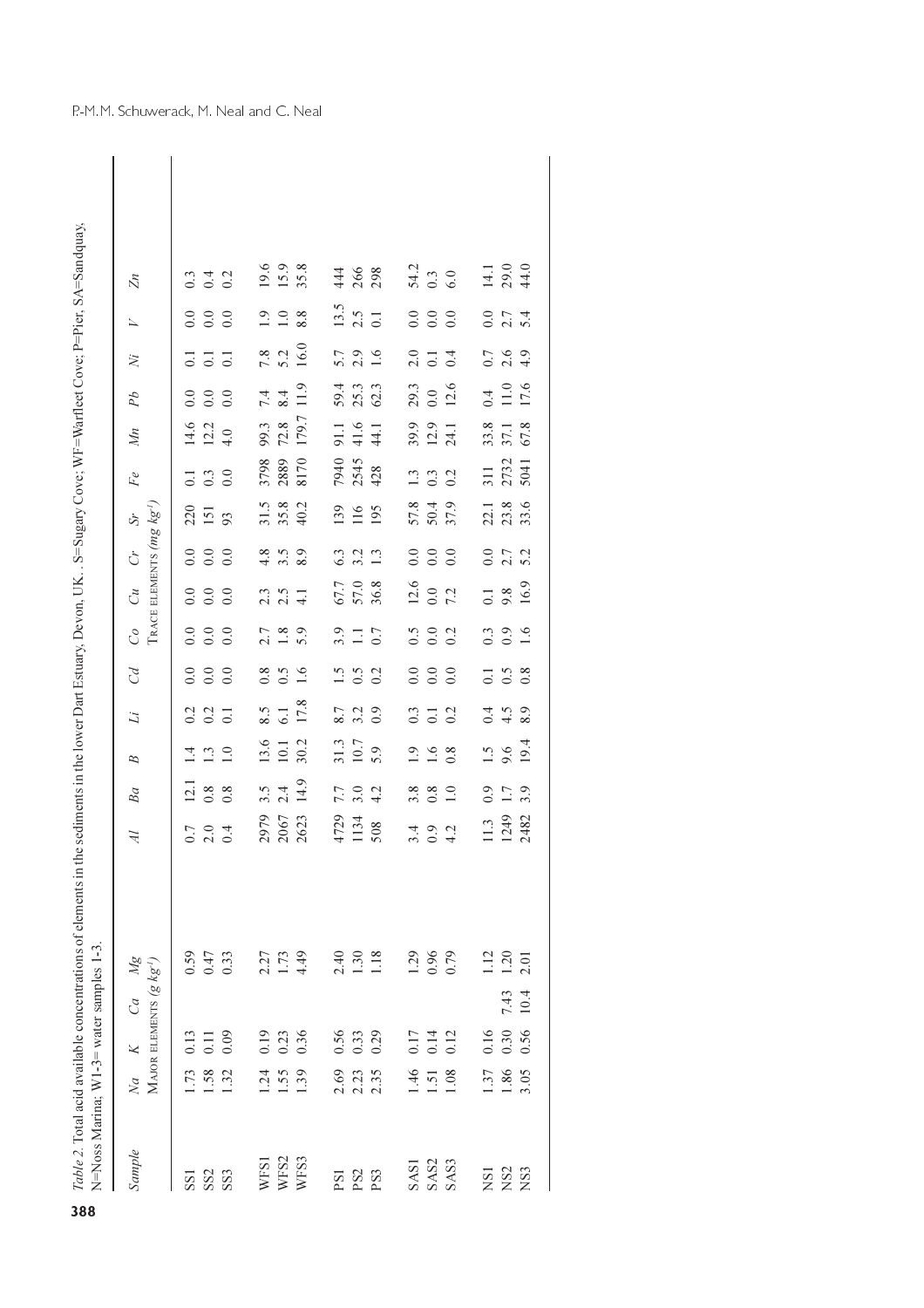*Table 2.* Total acid available concentrations of elements in the sediments in the lower Dart Estuary, Devon, UK. . S=Sugary Cove; WF=Warfleet Cove; P=Pier, SA=Sandquay, N=Noss Marina; W1-3= water samples 1-3.

| *Sample* | *Na* | *K* | *Ca* | *Mg* | *Al* | *Ba* | *B* | *Li* | *Cd* | *Co* | *Cu* | *Cr* | *Sr* | *Fe* | *Mn* | *Pb* | *Ni* | *V* | *Zn* |
|---|---|---|---|---|---|---|---|---|---|---|---|---|---|---|---|---|---|---|---|
| | Major elements ($g\ kg^{-1}$) | | | | Trace elements ($mg\ kg^{-1}$) | | | | | | | | | | | | | | |
| SS1 | 1.73 | 0.13 | | 0.59 | 0.7 | 12.1 | 1.4 | 0.2 | 0.0 | 0.0 | 0.0 | 0.0 | 220 | 0.1 | 14.6 | 0.0 | 0.1 | 0.0 | 0.3 |
| SS2 | 1.58 | 0.11 | | 0.47 | 2.0 | 0.8 | 1.3 | 0.2 | 0.0 | 0.0 | 0.0 | 0.0 | 151 | 0.3 | 12.2 | 0.0 | 0.1 | 0.0 | 0.4 |
| SS3 | 1.32 | 0.09 | | 0.33 | 0.4 | 0.8 | 1.0 | 0.1 | 0.0 | 0.0 | 0.0 | 0.0 | 93 | 0.0 | 4.0 | 0.0 | 0.1 | 0.0 | 0.2 |
| WFS1 | 1.24 | 0.19 | | 2.27 | 2979 | 3.5 | 13.6 | 8.5 | 0.8 | 2.7 | 2.3 | 4.8 | 31.5 | 3798 | 99.3 | 7.4 | 7.8 | 1.9 | 19.6 |
| WFS2 | 1.55 | 0.23 | | 1.73 | 2067 | 2.4 | 10.1 | 6.1 | 0.5 | 1.8 | 2.5 | 3.5 | 35.8 | 2889 | 72.8 | 8.4 | 5.2 | 1.0 | 15.9 |
| WFS3 | 1.39 | 0.36 | | 4.49 | 2623 | 14.9 | 30.2 | 17.8 | 1.6 | 5.9 | 4.1 | 8.9 | 40.2 | 8170 | 179.7 | 11.9 | 16.0 | 8.8 | 35.8 |
| PS1 | 2.69 | 0.56 | | 2.40 | 4729 | 7.7 | 31.3 | 8.7 | 1.5 | 3.9 | 67.7 | 6.3 | 139 | 7940 | 91.1 | 59.4 | 5.7 | 13.5 | 444 |
| PS2 | 2.23 | 0.33 | | 1.30 | 1134 | 3.0 | 10.7 | 3.2 | 0.5 | 1.1 | 57.0 | 3.2 | 116 | 2545 | 41.6 | 25.3 | 2.9 | 2.5 | 266 |
| PS3 | 2.35 | 0.29 | | 1.18 | 508 | 4.2 | 5.9 | 0.9 | 0.2 | 0.7 | 36.8 | 1.3 | 195 | 428 | 44.1 | 62.3 | 1.6 | 0.1 | 298 |
| SAS1 | 1.46 | 0.17 | | 1.29 | 3.4 | 3.8 | 1.9 | 0.3 | 0.0 | 0.5 | 12.6 | 0.0 | 57.8 | 1.3 | 39.9 | 29.3 | 2.0 | 0.0 | 54.2 |
| SAS2 | 1.51 | 0.14 | | 0.96 | 0.9 | 0.8 | 1.6 | 0.1 | 0.0 | 0.0 | 0.0 | 0.0 | 50.4 | 0.3 | 12.9 | 0.0 | 0.1 | 0.0 | 0.3 |
| SAS3 | 1.08 | 0.12 | | 0.79 | 4.2 | 1.0 | 0.8 | 0.2 | 0.0 | 0.2 | 7.2 | 0.0 | 37.9 | 0.2 | 24.1 | 12.6 | 0.4 | 0.0 | 6.0 |
| NS1 | 1.37 | 0.16 | | 1.12 | 11.3 | 0.9 | 1.5 | 0.4 | 0.1 | 0.3 | 0.1 | 0.0 | 22.1 | 311 | 33.8 | 0.4 | 0.7 | 0.0 | 14.1 |
| NS2 | 1.86 | 0.30 | 7.43 | 1.20 | 1249 | 1.7 | 9.6 | 4.5 | 0.5 | 0.9 | 9.8 | 2.7 | 23.8 | 2732 | 37.1 | 11.0 | 2.6 | 2.7 | 29.0 |
| NS3 | 3.05 | 0.56 | 10.4 | 2.01 | 2482 | 3.9 | 19.4 | 8.9 | 0.8 | 1.6 | 16.9 | 5.2 | 33.6 | 5041 | 67.8 | 17.6 | 4.9 | 5.4 | 44.0 |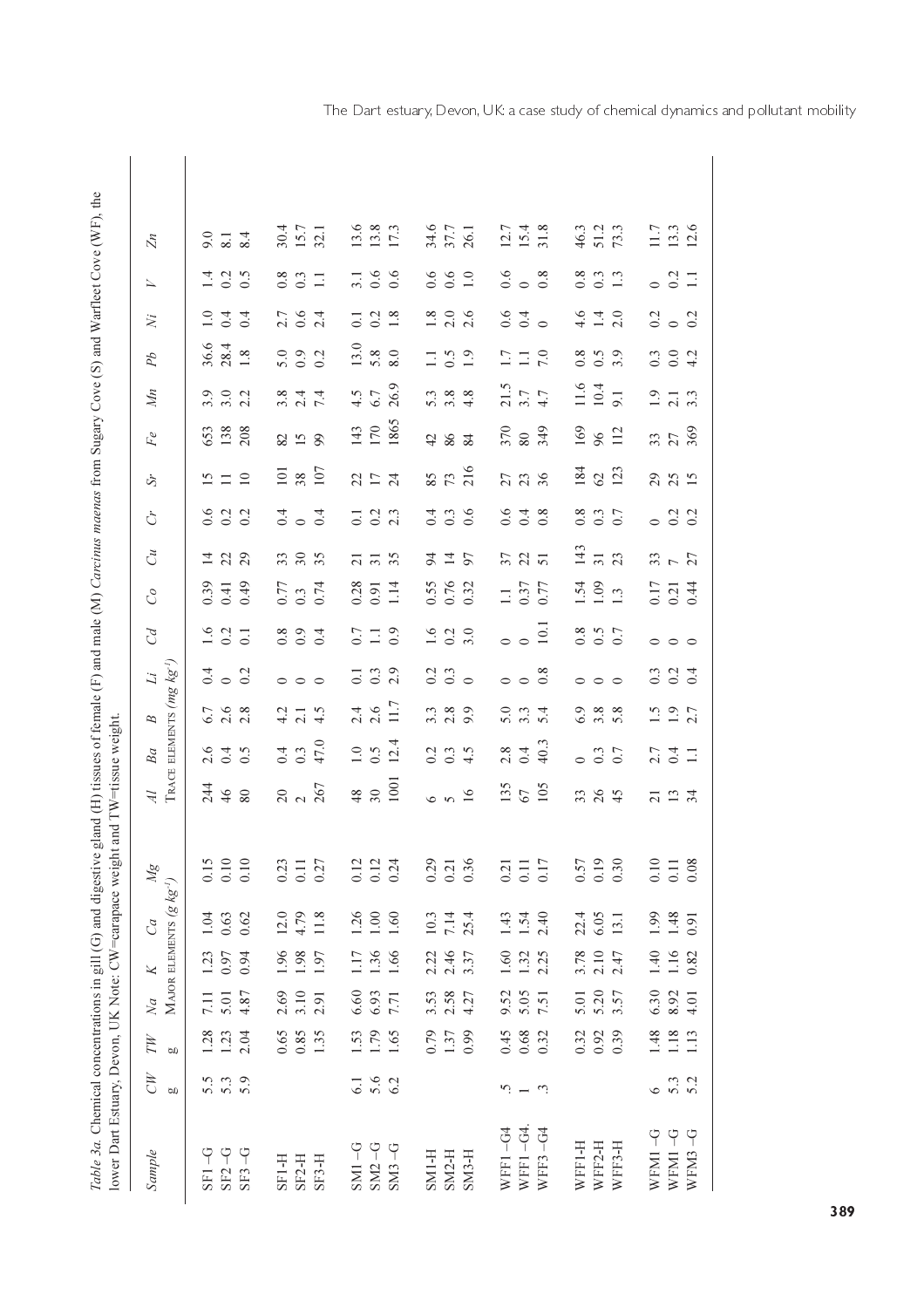*Table 3a.* Chemical concentrations in gill (G) and digestive gland (H) tissues of female (F) and male (M) *Carcinus maenas* from Sugary Cove (S) and Warfleet Cove (WF), the lower Dart Estuary, Devon, UK Note: CW=carapace weight and TW=tissue weight.

| Sample | CW | TW | Na | K | Ca | Mg | Al | Ba | B | Li | Cd | Co | Cu | Cr | Sr | Fe | Mn | Pb | Ni | V | Zn |
|---|---|---|---|---|---|---|---|---|---|---|---|---|---|---|---|---|---|---|---|---|---|
| | g | g | Major elements (g kg$^{-1}$) | | | | Trace elements (mg kg$^{-1}$) | | | | | | | | | | | | | | |
| SF1 –G | 5.5 | 1.28 | 7.11 | 1.23 | 1.04 | 0.15 | 244 | 2.6 | 6.7 | 0.4 | 1.6 | 0.39 | 14 | 0.6 | 15 | 653 | 3.9 | 36.6 | 1.0 | 1.4 | 9.0 |
| SF2 –G | 5.3 | 1.23 | 5.01 | 0.97 | 0.63 | 0.10 | 46 | 0.4 | 2.6 | 0 | 0.2 | 0.41 | 22 | 0.2 | 11 | 138 | 3.0 | 28.4 | 0.4 | 0.2 | 8.1 |
| SF3 –G | 5.9 | 2.04 | 4.87 | 0.94 | 0.62 | 0.10 | 80 | 0.5 | 2.8 | 0.2 | 0.1 | 0.49 | 29 | 0.2 | 10 | 208 | 2.2 | 1.8 | 0.4 | 0.5 | 8.4 |
| SF1-H | | 0.65 | 2.69 | 1.96 | 12.0 | 0.23 | 20 | 0.4 | 4.2 | 0 | 0.8 | 0.77 | 33 | 0.4 | 101 | 82 | 3.8 | 5.0 | 2.7 | 0.8 | 30.4 |
| SF2-H | | 0.85 | 3.10 | 1.98 | 4.79 | 0.11 | 2 | 0.3 | 2.1 | 0 | 0.9 | 0.3 | 30 | 0 | 38 | 15 | 2.4 | 0.9 | 0.6 | 0.3 | 15.7 |
| SF3-H | | 1.35 | 2.91 | 1.97 | 11.8 | 0.27 | 267 | 47.0 | 4.5 | 0 | 0.4 | 0.74 | 35 | 0.4 | 107 | 99 | 7.4 | 0.2 | 2.4 | 1.1 | 32.1 |
| SM1 –G | 6.1 | 1.53 | 6.60 | 1.17 | 1.26 | 0.12 | 48 | 1.0 | 2.4 | 0.1 | 0.7 | 0.28 | 21 | 0.1 | 22 | 143 | 4.5 | 13.0 | 0.1 | 3.1 | 13.6 |
| SM2 –G | 5.6 | 1.79 | 6.93 | 1.36 | 1.00 | 0.12 | 30 | 0.5 | 2.6 | 0.3 | 1.1 | 0.91 | 31 | 0.2 | 17 | 170 | 6.7 | 5.8 | 0.2 | 0.6 | 13.8 |
| SM3 –G | 6.2 | 1.65 | 7.71 | 1.66 | 1.60 | 0.24 | 1001 | 12.4 | 11.7 | 2.9 | 0.9 | 1.14 | 35 | 2.3 | 24 | 1865 | 26.9 | 8.0 | 1.8 | 0.6 | 17.3 |
| SM1-H | | 0.79 | 3.53 | 2.22 | 10.3 | 0.29 | 6 | 0.2 | 3.3 | 0.2 | 1.6 | 0.55 | 94 | 0.4 | 85 | 42 | 5.3 | 1.1 | 1.8 | 0.6 | 34.6 |
| SM2-H | | 1.37 | 2.58 | 2.46 | 7.14 | 0.21 | 5 | 0.3 | 2.8 | 0.3 | 0.2 | 0.76 | 14 | 0.3 | 73 | 86 | 3.8 | 0.5 | 2.0 | 0.6 | 37.7 |
| SM3-H | | 0.99 | 4.27 | 3.37 | 25.4 | 0.36 | 16 | 4.5 | 9.9 | 0 | 3.0 | 0.32 | 97 | 0.6 | 216 | 84 | 4.8 | 1.9 | 2.6 | 1.0 | 26.1 |
| WFF1 –G4 | 5 | 0.45 | 9.52 | 1.60 | 1.43 | 0.21 | 135 | 2.8 | 5.0 | 0 | 0 | 1.1 | 37 | 0.6 | 27 | 370 | 21.5 | 1.7 | 0.6 | 0.6 | 12.7 |
| WFF1 –G4. | 1 | 0.68 | 5.05 | 1.32 | 1.54 | 0.11 | 67 | 0.4 | 3.3 | 0 | 0 | 0.37 | 22 | 0.4 | 23 | 80 | 3.7 | 1.1 | 0.4 | 0 | 15.4 |
| WFF3 –G4 | 3 | 0.32 | 7.51 | 2.25 | 2.40 | 0.17 | 105 | 40.3 | 5.4 | 0.8 | 10.1 | 0.77 | 51 | 0.8 | 36 | 349 | 4.7 | 7.0 | 0 | 0.8 | 31.8 |
| WFF1-H | | 0.32 | 5.01 | 3.78 | 22.4 | 0.57 | 33 | 0 | 6.9 | 0 | 0.8 | 1.54 | 143 | 0.8 | 184 | 169 | 11.6 | 0.8 | 4.6 | 0.8 | 46.3 |
| WFF2-H | | 0.92 | 5.20 | 2.10 | 6.05 | 0.19 | 26 | 0.3 | 3.8 | 0 | 0.5 | 1.09 | 31 | 0.3 | 62 | 96 | 10.4 | 0.5 | 1.4 | 0.3 | 51.2 |
| WFF3-H | | 0.39 | 3.57 | 2.47 | 13.1 | 0.30 | 45 | 0.7 | 5.8 | 0 | 0.7 | 1.3 | 23 | 0.7 | 123 | 112 | 9.1 | 3.9 | 2.0 | 1.3 | 73.3 |
| WFM1 –G | 6 | 1.48 | 6.30 | 1.40 | 1.99 | 0.10 | 21 | 2.7 | 1.5 | 0.3 | 0 | 0.17 | 33 | 0 | 29 | 33 | 1.9 | 0.3 | 0.2 | 0 | 11.7 |
| WFM1 –G | 5.3 | 1.18 | 8.92 | 1.16 | 1.48 | 0.11 | 13 | 0.4 | 1.9 | 0.2 | 0 | 0.21 | 7 | 0.2 | 25 | 27 | 2.1 | 0.0 | 0 | 0.2 | 13.3 |
| WFM3 –G | 5.2 | 1.13 | 4.01 | 0.82 | 0.91 | 0.08 | 34 | 1.1 | 2.7 | 0.4 | 0 | 0.44 | 27 | 0.2 | 15 | 369 | 3.3 | 4.2 | 0.2 | 1.1 | 12.6 |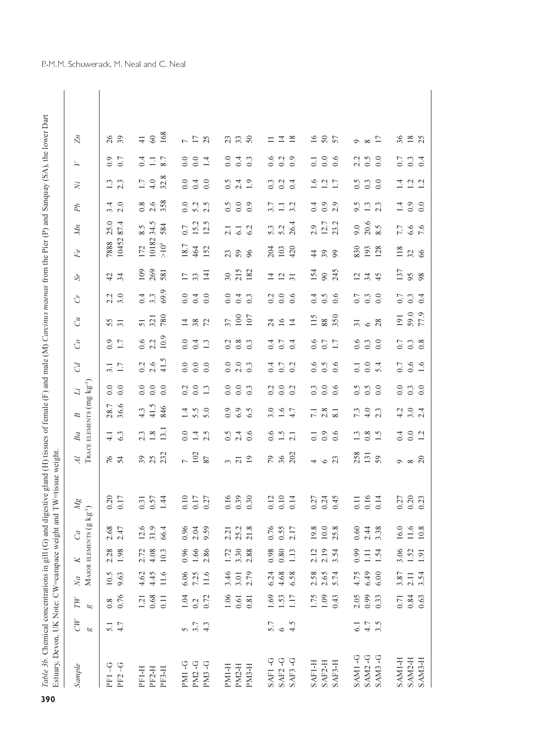*Table 3b.* Chemical concentrations in gill (G) and digestive gland (H) tissues of female (F) and male (M) *Carcinus maenas* from the Pier (P) and Sanquay (SA), the lower Dart Estuary, Devon, UK Note: CW=carapace weight and TW=tissue weight.

| Sample | CW | TW | Na | K | Ca | Mg | Al | Ba | B | Li | Cd | Co | Cu | Cr | Sr | Fe | Mn | Pb | Ni | V | Zn |
|---|---|---|---|---|---|---|---|---|---|---|---|---|---|---|---|---|---|---|---|---|---|
| | g | g | MAJOR ELEMENTS (g kg$^{-1}$) | | | | TRACE ELEMENTS (mg kg$^{-1}$) | | | | | | | | | | | | | | |
| PF1-G | 5.1 | 0.8 | 10.5 | 2.28 | 2.68 | 0.20 | 76 | 4.1 | 28.7 | 0.0 | 3.1 | 0.9 | 55 | 2.2 | 42 | 7888 | 25.0 | 3.4 | 1.3 | 0.9 | 26 |
| PF2-G | 4.7 | 0.76 | 9.63 | 1.98 | 2.47 | 0.17 | 54 | 6.3 | 36.6 | 0.0 | 1.7 | 1.7 | 31 | 3.0 | 34 | 10452 | 87.4 | 2.0 | 2.3 | 0.7 | 39 |
| PF1-H | | 1.21 | 4.62 | 2.72 | 12.6 | 0.31 | 39 | 2.3 | 4.3 | 0.0 | 0.2 | 0.6 | 51 | 0.4 | 109 | 172 | 8.5 | 0.8 | 1.7 | 0.4 | 41 |
| PF2-H | | 0.68 | 4.45 | 4.08 | 31.9 | 0.57 | 25 | 1.8 | 41.5 | 0.0 | 2.6 | 2.2 | 321 | 3.3 | 269 | 10182 | 34.5 | 2.6 | 4.0 | 1.1 | 60 |
| PF3-H | | 0.11 | 11.6 | 10.3 | 66.4 | 1.44 | 232 | 13.1 | 846 | 0.0 | 41.5 | 10.9 | 780 | 69.9 | 581 | >10$^5$ | 584 | 358 | 32.8 | 8.7 | 168 |
| PM1-G | 5 | 1.04 | 6.06 | 0.96 | 0.96 | 0.10 | 7 | 0.0 | 1.4 | 0.2 | 0.0 | 0.0 | 14 | 0.0 | 17 | 18.7 | 0.7 | 0.0 | 0.0 | 0.0 | 7 |
| PM2-G | 3.7 | 0.2 | 7.25 | 1.66 | 2.04 | 0.17 | 102 | 1.4 | 5.5 | 0.0 | 0.0 | 0.4 | 38 | 0.4 | 33 | 464 | 15.2 | 5.2 | 0.4 | 0.0 | 17 |
| PM3-G | 4.3 | 0.72 | 11.6 | 2.86 | 9.59 | 0.27 | 87 | 2.5 | 5.0 | 1.3 | 0.0 | 1.3 | 72 | 0.0 | 141 | 152 | 12.5 | 2.5 | 0.0 | 1.4 | 25 |
| PM1-H | | 1.06 | 3.46 | 1.72 | 2.21 | 0.16 | 3 | 0.5 | 0.9 | 0.0 | 0.0 | 0.2 | 37 | 0.0 | 30 | 23 | 2.1 | 0.5 | 0.5 | 0.0 | 23 |
| PM2-H | | 0.61 | 3.01 | 3.30 | 25.2 | 0.39 | 21 | 2.4 | 6.9 | 0.0 | 2.0 | 0.8 | 100 | 0.4 | 215 | 59 | 6.1 | 0.0 | 2.4 | 0.4 | 33 |
| PM3-H | | 0.81 | 2.79 | 2.88 | 21.8 | 0.30 | 19 | 0.6 | 6.5 | 0.3 | 0.3 | 0.3 | 107 | 0.3 | 182 | 96 | 6.2 | 0.9 | 1.9 | 0.3 | 50 |
| SAF1-G | 5.7 | 1.69 | 6.24 | 0.98 | 0.76 | 0.12 | 79 | 0.6 | 3.0 | 0.2 | 0.4 | 0.4 | 24 | 0.2 | 14 | 204 | 5.3 | 3.7 | 0.3 | 0.6 | 11 |
| SAF2-G | 6 | 1.53 | 4.68 | 0.80 | 0.55 | 0.10 | 36 | 1.5 | 1.6 | 0.0 | 0.7 | 0.7 | 16 | 0.0 | 12 | 103 | 5.2 | 1.1 | 0.2 | 0.2 | 14 |
| SAF3-G | 4.5 | 1.17 | 6.58 | 1.13 | 2.17 | 0.14 | 202 | 2.1 | 4.7 | 0.2 | 0.2 | 0.4 | 14 | 0.6 | 31 | 420 | 26.4 | 3.2 | 0.4 | 0.9 | 18 |
| SAF1-H | | 1.75 | 2.58 | 2.12 | 19.8 | 0.27 | 4 | 0.1 | 7.1 | 0.3 | 0.6 | 0.6 | 115 | 0.4 | 154 | 44 | 2.9 | 0.4 | 1.6 | 0.1 | 16 |
| SAF2-H | | 1.09 | 2.65 | 2.19 | 10.0 | 0.24 | 6 | 0.9 | 2.8 | 0.0 | 0.5 | 0.7 | 88 | 0.5 | 90 | 39 | 12.7 | 0.9 | 1.2 | 0.0 | 50 |
| SAF3-H | | 0.43 | 5.74 | 3.54 | 25.8 | 0.45 | 23 | 0.6 | 8.1 | 0.6 | 0.6 | 1.7 | 350 | 0.6 | 245 | 99 | 23.2 | 2.9 | 1.7 | 0.6 | 57 |
| SAM1-G | 6.1 | 2.05 | 4.75 | 0.99 | 0.60 | 0.11 | 258 | 1.3 | 7.3 | 0.5 | 0.1 | 0.6 | 31 | 0.7 | 12 | 830 | 9.0 | 9.5 | 0.5 | 2.2 | 9 |
| SAM2-G | 4.7 | 0.99 | 6.49 | 1.11 | 2.44 | 0.16 | 131 | 0.8 | 4.0 | 0.5 | 0.0 | 0.3 | 6 | 0.3 | 34 | 193 | 20.6 | 1.3 | 0.3 | 0.5 | 8 |
| SAM3-G | 3.5 | 0.33 | 6.00 | 1.54 | 3.38 | 0.14 | 59 | 1.5 | 2.3 | 0.0 | 5.4 | 0.0 | 28 | 0.0 | 45 | 128 | 8.5 | 2.3 | 0.0 | 0.0 | 17 |
| SAM1-H | | 0.71 | 3.87 | 3.06 | 16.0 | 0.27 | 9 | 0.4 | 4.2 | 0.0 | 0.7 | 0.7 | 191 | 0.7 | 137 | 118 | 7.7 | 1.4 | 1.4 | 0.7 | 36 |
| SAM2-H | | 0.84 | 2.11 | 1.52 | 11.6 | 0.20 | 8 | 0.0 | 3.0 | 0.3 | 0.6 | 0.3 | 59.0 | 0.3 | 95 | 32 | 6.6 | 0.9 | 1.2 | 0.3 | 18 |
| SAM3-H | | 0.63 | 3.54 | 1.91 | 10.8 | 0.23 | 20 | 1.2 | 2.4 | 0.0 | 1.6 | 0.8 | 77.9 | 0.4 | 98 | 66 | 7.6 | 0.0 | 1.2 | 0.4 | 25 |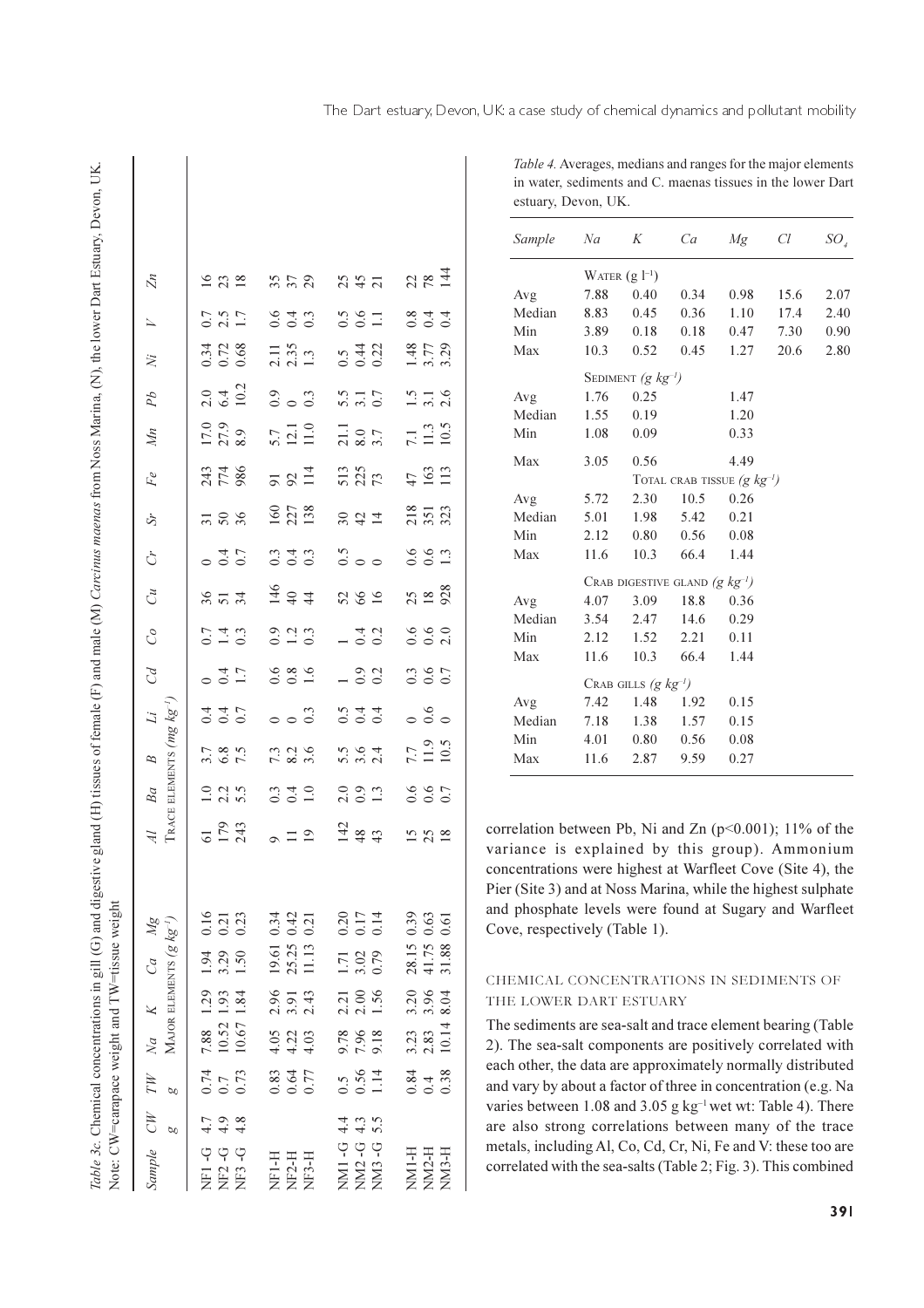*Table 3c.* Chemical concentrations in gill (G) and digestive gland (H) tissues of female (F) and male (M) *Carcinus maenas* from Noss Marina, (N), the lower Dart Estuary, Devon, UK. Note: CW=carapace weight and TW=tissue weight

| Sample | CW | TW | Na | K | Ca | Mg | Al | Ba | B | Li | Cd | Co | Cu | Cr | Sr | Fe | Mn | Pb | Ni | V | Zn |
|---|---|---|---|---|---|---|---|---|---|---|---|---|---|---|---|---|---|---|---|---|---|
| | g | g | Major elements (g kg⁻¹) | | | | Trace elements (mg kg⁻¹) | | | | | | | | | | | | | | |
| NF1-G | 4.7 | 0.74 | 7.88 | 1.29 | 1.94 | 0.16 | 61 | 1.0 | 3.7 | 0.4 | 0 | 0.7 | 36 | 0 | 31 | 243 | 17.0 | 2.0 | 0.34 | 0.7 | 16 |
| NF2-G | 4.9 | 0.7 | 10.52 | 1.93 | 3.29 | 0.21 | 179 | 2.2 | 6.8 | 0.4 | 0.4 | 1.4 | 51 | 0.4 | 50 | 774 | 27.9 | 6.4 | 0.72 | 2.5 | 23 |
| NF3-G | 4.8 | 0.73 | 10.67 | 1.84 | 1.50 | 0.23 | 243 | 5.5 | 7.5 | 0.7 | 1.7 | 0.3 | 34 | 0.7 | 36 | 986 | 8.9 | 10.2 | 0.68 | 1.7 | 18 |
| NF1-H | | 0.83 | 4.05 | 2.96 | 19.61 | 0.34 | 9 | 0.3 | 7.3 | 0 | 0.6 | 0.9 | 146 | 0.3 | 160 | 91 | 5.7 | 0.9 | 2.11 | 0.6 | 35 |
| NF2-H | | 0.64 | 4.22 | 3.91 | 25.25 | 0.42 | 11 | 0.4 | 8.2 | 0 | 0.8 | 1.2 | 40 | 0.4 | 227 | 92 | 12.1 | 0 | 2.35 | 0.4 | 37 |
| NF3-H | | 0.77 | 4.03 | 2.43 | 11.13 | 0.21 | 19 | 1.0 | 3.6 | 0.3 | 1.6 | 0.3 | 44 | 0.3 | 138 | 114 | 11.0 | 0.3 | 1.3 | 0.3 | 29 |
| NM1-G | 4.4 | 0.5 | 9.78 | 2.21 | 1.71 | 0.20 | 142 | 2.0 | 5.5 | 0.5 | 1 | 1 | 52 | 0.5 | 30 | 513 | 21.1 | 5.5 | 0.5 | 0.5 | 25 |
| NM2-G | 4.3 | 0.56 | 7.96 | 2.00 | 3.02 | 0.17 | 48 | 0.9 | 3.6 | 0.4 | 0.9 | 0.4 | 66 | 0 | 42 | 225 | 8.0 | 3.1 | 0.44 | 0.6 | 45 |
| NM3-G | 5.5 | 1.14 | 9.18 | 1.56 | 0.79 | 0.14 | 43 | 1.3 | 2.4 | 0.4 | 0.2 | 0.2 | 16 | 0 | 14 | 73 | 3.7 | 0.7 | 0.22 | 1.1 | 21 |
| NM1-H | | 0.84 | 3.23 | 3.20 | 28.15 | 0.39 | 15 | 0.6 | 7.7 | 0 | 0.3 | 0.6 | 25 | 0.6 | 218 | 47 | 7.1 | 1.5 | 1.48 | 0.8 | 22 |
| NM2-H | | 0.4 | 2.83 | 3.96 | 41.75 | 0.63 | 25 | 0.6 | 11.9 | 0.6 | 0.6 | 0.6 | 18 | 0.6 | 351 | 163 | 11.3 | 3.1 | 3.77 | 0.4 | 78 |
| NM3-H | | 0.38 | 10.14 | 8.04 | 31.88 | 0.61 | 18 | 0.7 | 10.5 | 0 | 0.7 | 2.0 | 928 | 1.3 | 323 | 113 | 10.5 | 2.6 | 3.29 | 0.4 | 144 |

*Table 4.* Averages, medians and ranges for the major elements in water, sediments and C. maenas tissues in the lower Dart estuary, Devon, UK.

| Sample | Na | K | Ca | Mg | Cl | $SO_4$ |
|---|---|---|---|---|---|---|
| | Water (g l⁻¹) | | | | | |
| Avg | 7.88 | 0.40 | 0.34 | 0.98 | 15.6 | 2.07 |
| Median | 8.83 | 0.45 | 0.36 | 1.10 | 17.4 | 2.40 |
| Min | 3.89 | 0.18 | 0.18 | 0.47 | 7.30 | 0.90 |
| Max | 10.3 | 0.52 | 0.45 | 1.27 | 20.6 | 2.80 |
| | Sediment (g kg⁻¹) | | | | | |
| Avg | 1.76 | 0.25 | | 1.47 | | |
| Median | 1.55 | 0.19 | | 1.20 | | |
| Min | 1.08 | 0.09 | | 0.33 | | |
| Max | 3.05 | 0.56 | | 4.49 | | |
| | Total crab tissue (g kg⁻¹) | | | | | |
| Avg | 5.72 | 2.30 | 10.5 | 0.26 | | |
| Median | 5.01 | 1.98 | 5.42 | 0.21 | | |
| Min | 2.12 | 0.80 | 0.56 | 0.08 | | |
| Max | 11.6 | 10.3 | 66.4 | 1.44 | | |
| | Crab digestive gland (g kg⁻¹) | | | | | |
| Avg | 4.07 | 3.09 | 18.8 | 0.36 | | |
| Median | 3.54 | 2.47 | 14.6 | 0.29 | | |
| Min | 2.12 | 1.52 | 2.21 | 0.11 | | |
| Max | 11.6 | 10.3 | 66.4 | 1.44 | | |
| | Crab gills (g kg⁻¹) | | | | | |
| Avg | 7.42 | 1.48 | 1.92 | 0.15 | | |
| Median | 7.18 | 1.38 | 1.57 | 0.15 | | |
| Min | 4.01 | 0.80 | 0.56 | 0.08 | | |
| Max | 11.6 | 2.87 | 9.59 | 0.27 | | |

correlation between Pb, Ni and Zn ($p<0.001$); 11% of the variance is explained by this group). Ammonium concentrations were highest at Warfleet Cove (Site 4), the Pier (Site 3) and at Noss Marina, while the highest sulphate and phosphate levels were found at Sugary and Warfleet Cove, respectively (Table 1).

## Chemical concentrations in sediments of the lower Dart estuary

The sediments are sea-salt and trace element bearing (Table 2). The sea-salt components are positively correlated with each other, the data are approximately normally distributed and vary by about a factor of three in concentration (e.g. Na varies between 1.08 and 3.05 g kg⁻¹ wet wt: Table 4). There are also strong correlations between many of the trace metals, including Al, Co, Cd, Cr, Ni, Fe and V: these too are correlated with the sea-salts (Table 2; Fig. 3). This combined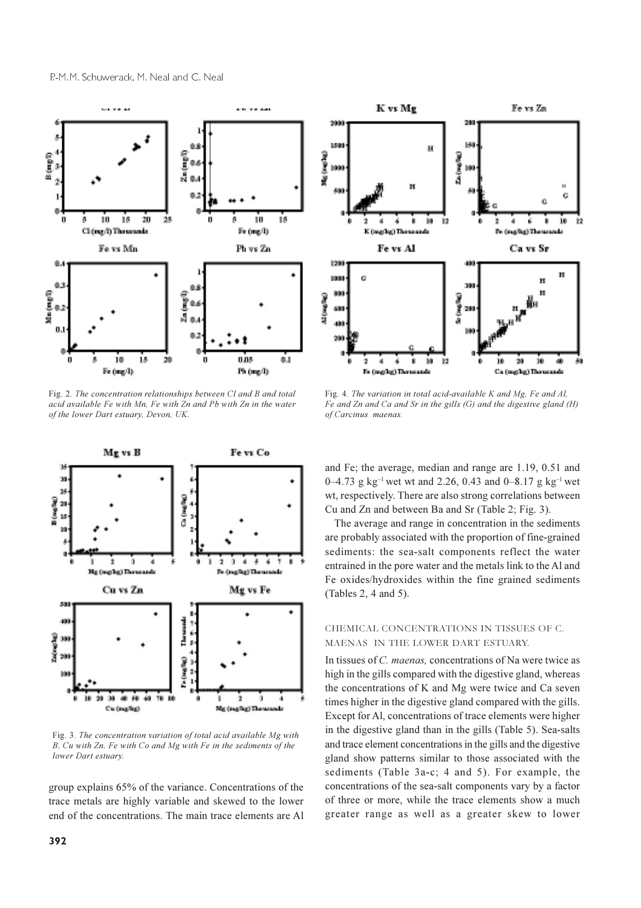Fig. 2. *The concentration relationships between Cl and B and total acid available Fe with Mn, Fe with Zn and Pb with Zn in the water of the lower Dart estuary, Devon, UK.*

Fig. 4. *The variation in total acid-available K and Mg, Fe and Al, Fe and Zn and Ca and Sr in the gills (G) and the digestive gland (H) of Carcinus maenas.*

Fig. 3. *The concentration variation of total acid available Mg with B, Cu with Zn, Fe with Co and Mg with Fe in the sediments of the lower Dart estuary.*

group explains 65% of the variance. Concentrations of the trace metals are highly variable and skewed to the lower end of the concentrations. The main trace elements are Al and Fe; the average, median and range are 1.19, 0.51 and 0–4.73 g kg$^{-1}$ wet wt and 2.26, 0.43 and 0–8.17 g kg$^{-1}$ wet wt, respectively. There are also strong correlations between Cu and Zn and between Ba and Sr (Table 2; Fig. 3).

The average and range in concentration in the sediments are probably associated with the proportion of fine-grained sediments: the sea-salt components reflect the water entrained in the pore water and the metals link to the Al and Fe oxides/hydroxides within the fine grained sediments (Tables 2, 4 and 5).

## CHEMICAL CONCENTRATIONS IN TISSUES OF *C. MAENAS* IN THE LOWER DART ESTUARY.

In tissues of *C. maenas,* concentrations of Na were twice as high in the gills compared with the digestive gland, whereas the concentrations of K and Mg were twice and Ca seven times higher in the digestive gland compared with the gills. Except for Al, concentrations of trace elements were higher in the digestive gland than in the gills (Table 5). Sea-salts and trace element concentrations in the gills and the digestive gland show patterns similar to those associated with the sediments (Table 3a-c; 4 and 5). For example, the concentrations of the sea-salt components vary by a factor of three or more, while the trace elements show a much greater range as well as a greater skew to lower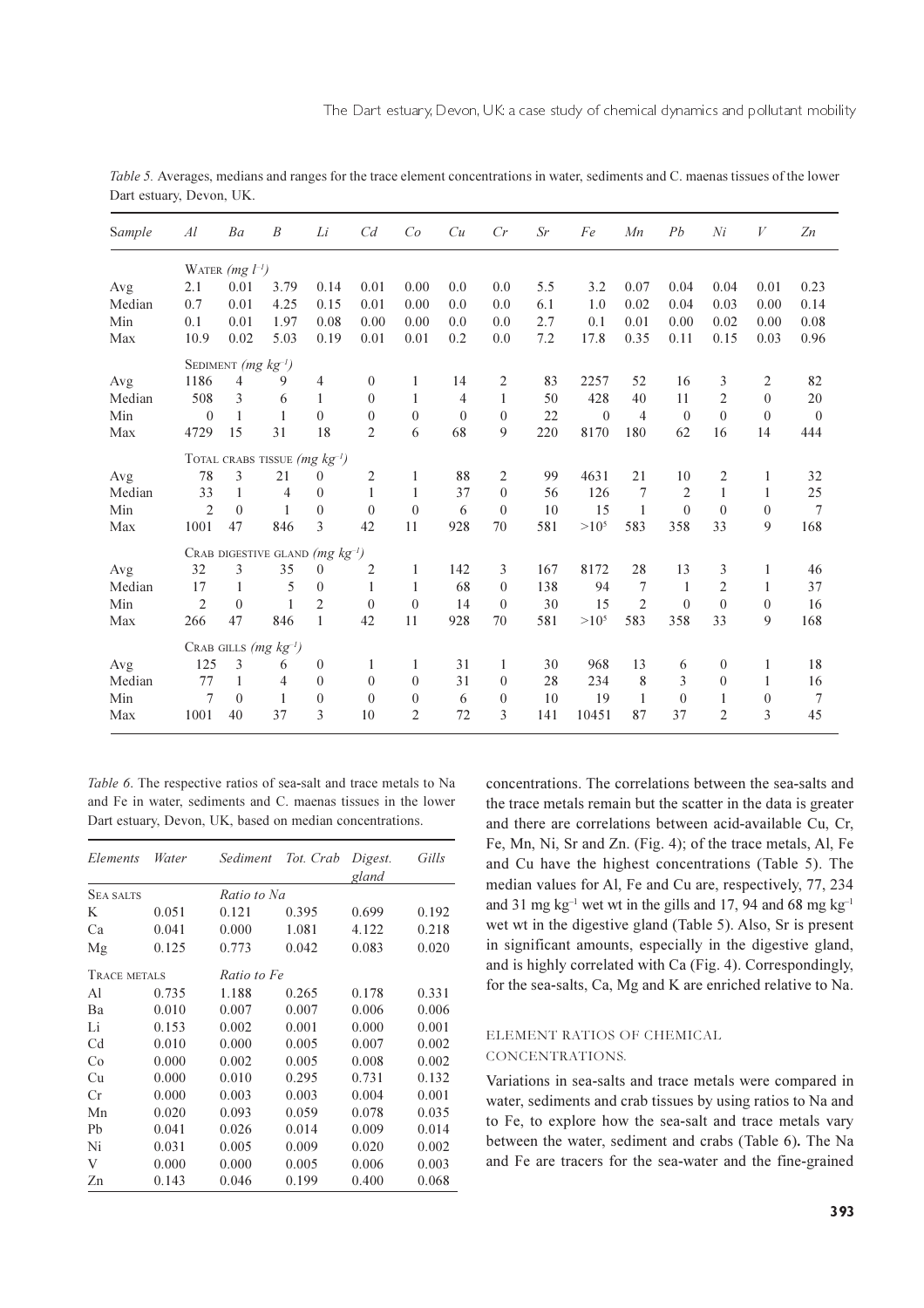*Table 5.* Averages, medians and ranges for the trace element concentrations in water, sediments and C. maenas tissues of the lower Dart estuary, Devon, UK.

| Sample | *Al* | *Ba* | *B* | *Li* | *Cd* | *Co* | *Cu* | *Cr* | *Sr* | *Fe* | *Mn* | *Pb* | *Ni* | *V* | *Zn* |
|---|---|---|---|---|---|---|---|---|---|---|---|---|---|---|---|
| | Water *(mg $l^{-1}$)* | | | | | | | | | | | | | | |
| Avg | 2.1 | 0.01 | 3.79 | 0.14 | 0.01 | 0.00 | 0.0 | 0.0 | 5.5 | 3.2 | 0.07 | 0.04 | 0.04 | 0.01 | 0.23 |
| Median | 0.7 | 0.01 | 4.25 | 0.15 | 0.01 | 0.00 | 0.0 | 0.0 | 6.1 | 1.0 | 0.02 | 0.04 | 0.03 | 0.00 | 0.14 |
| Min | 0.1 | 0.01 | 1.97 | 0.08 | 0.00 | 0.00 | 0.0 | 0.0 | 2.7 | 0.1 | 0.01 | 0.00 | 0.02 | 0.00 | 0.08 |
| Max | 10.9 | 0.02 | 5.03 | 0.19 | 0.01 | 0.01 | 0.2 | 0.0 | 7.2 | 17.8 | 0.35 | 0.11 | 0.15 | 0.03 | 0.96 |
| | Sediment *(mg $kg^{-1}$)* | | | | | | | | | | | | | | |
| Avg | 1186 | 4 | 9 | 4 | 0 | 1 | 14 | 2 | 83 | 2257 | 52 | 16 | 3 | 2 | 82 |
| Median | 508 | 3 | 6 | 1 | 0 | 1 | 4 | 1 | 50 | 428 | 40 | 11 | 2 | 0 | 20 |
| Min | 0 | 1 | 1 | 0 | 0 | 0 | 0 | 0 | 22 | 0 | 4 | 0 | 0 | 0 | 0 |
| Max | 4729 | 15 | 31 | 18 | 2 | 6 | 68 | 9 | 220 | 8170 | 180 | 62 | 16 | 14 | 444 |
| | Total crabs tissue *(mg $kg^{-1}$)* | | | | | | | | | | | | | | |
| Avg | 78 | 3 | 21 | 0 | 2 | 1 | 88 | 2 | 99 | 4631 | 21 | 10 | 2 | 1 | 32 |
| Median | 33 | 1 | 4 | 0 | 1 | 1 | 37 | 0 | 56 | 126 | 7 | 2 | 1 | 1 | 25 |
| Min | 2 | 0 | 1 | 0 | 0 | 0 | 6 | 0 | 10 | 15 | 1 | 0 | 0 | 0 | 7 |
| Max | 1001 | 47 | 846 | 3 | 42 | 11 | 928 | 70 | 581 | $>10^5$ | 583 | 358 | 33 | 9 | 168 |
| | Crab digestive gland *(mg $kg^{-1}$)* | | | | | | | | | | | | | | |
| Avg | 32 | 3 | 35 | 0 | 2 | 1 | 142 | 3 | 167 | 8172 | 28 | 13 | 3 | 1 | 46 |
| Median | 17 | 1 | 5 | 0 | 1 | 1 | 68 | 0 | 138 | 94 | 7 | 1 | 2 | 1 | 37 |
| Min | 2 | 0 | 1 | 2 | 0 | 0 | 14 | 0 | 30 | 15 | 2 | 0 | 0 | 0 | 16 |
| Max | 266 | 47 | 846 | 1 | 42 | 11 | 928 | 70 | 581 | $>10^5$ | 583 | 358 | 33 | 9 | 168 |
| | Crab gills *(mg $kg^{-1}$)* | | | | | | | | | | | | | | |
| Avg | 125 | 3 | 6 | 0 | 1 | 1 | 31 | 1 | 30 | 968 | 13 | 6 | 0 | 1 | 18 |
| Median | 77 | 1 | 4 | 0 | 0 | 0 | 31 | 0 | 28 | 234 | 8 | 3 | 0 | 1 | 16 |
| Min | 7 | 0 | 1 | 0 | 0 | 0 | 6 | 0 | 10 | 19 | 1 | 0 | 1 | 0 | 7 |
| Max | 1001 | 40 | 37 | 3 | 10 | 2 | 72 | 3 | 141 | 10451 | 87 | 37 | 2 | 3 | 45 |

*Table 6.* The respective ratios of sea-salt and trace metals to Na and Fe in water, sediments and C. maenas tissues in the lower Dart estuary, Devon, UK, based on median concentrations.

| *Elements* | *Water* | *Sediment* | *Tot. Crab* | *Digest. gland* | *Gills* |
|---|---|---|---|---|---|
| Sea salts | | Ratio to Na | | | |
| K | 0.051 | 0.121 | 0.395 | 0.699 | 0.192 |
| Ca | 0.041 | 0.000 | 1.081 | 4.122 | 0.218 |
| Mg | 0.125 | 0.773 | 0.042 | 0.083 | 0.020 |
| Trace metals | | Ratio to Fe | | | |
| Al | 0.735 | 1.188 | 0.265 | 0.178 | 0.331 |
| Ba | 0.010 | 0.007 | 0.007 | 0.006 | 0.006 |
| Li | 0.153 | 0.002 | 0.001 | 0.000 | 0.001 |
| Cd | 0.010 | 0.000 | 0.005 | 0.007 | 0.002 |
| Co | 0.000 | 0.002 | 0.005 | 0.008 | 0.002 |
| Cu | 0.000 | 0.010 | 0.295 | 0.731 | 0.132 |
| Cr | 0.000 | 0.003 | 0.003 | 0.004 | 0.001 |
| Mn | 0.020 | 0.093 | 0.059 | 0.078 | 0.035 |
| Pb | 0.041 | 0.026 | 0.014 | 0.009 | 0.014 |
| Ni | 0.031 | 0.005 | 0.009 | 0.020 | 0.002 |
| V | 0.000 | 0.000 | 0.005 | 0.006 | 0.003 |
| Zn | 0.143 | 0.046 | 0.199 | 0.400 | 0.068 |

concentrations. The correlations between the sea-salts and the trace metals remain but the scatter in the data is greater and there are correlations between acid-available Cu, Cr, Fe, Mn, Ni, Sr and Zn. (Fig. 4); of the trace metals, Al, Fe and Cu have the highest concentrations (Table 5). The median values for Al, Fe and Cu are, respectively, 77, 234 and 31 mg $kg^{-1}$ wet wt in the gills and 17, 94 and 68 mg $kg^{-1}$ wet wt in the digestive gland (Table 5). Also, Sr is present in significant amounts, especially in the digestive gland, and is highly correlated with Ca (Fig. 4). Correspondingly, for the sea-salts, Ca, Mg and K are enriched relative to Na.

## Element ratios of chemical concentrations.

Variations in sea-salts and trace metals were compared in water, sediments and crab tissues by using ratios to Na and to Fe, to explore how the sea-salt and trace metals vary between the water, sediment and crabs (Table 6). The Na and Fe are tracers for the sea-water and the fine-grained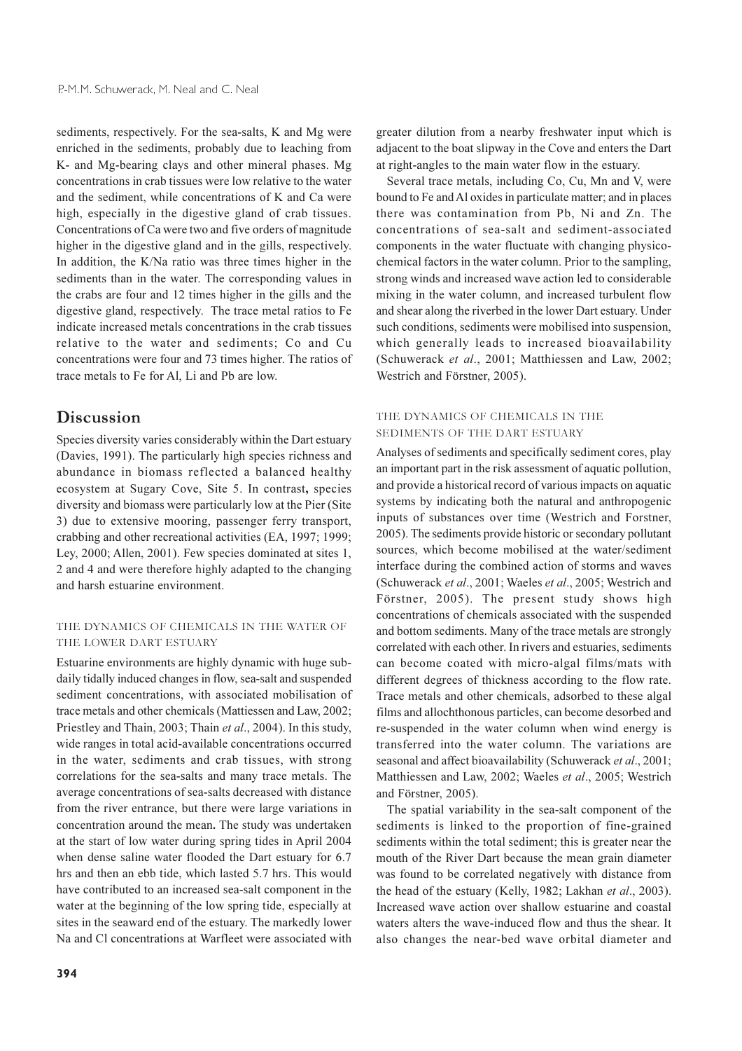sediments, respectively. For the sea-salts, K and Mg were enriched in the sediments, probably due to leaching from K- and Mg-bearing clays and other mineral phases. Mg concentrations in crab tissues were low relative to the water and the sediment, while concentrations of K and Ca were high, especially in the digestive gland of crab tissues. Concentrations of Ca were two and five orders of magnitude higher in the digestive gland and in the gills, respectively. In addition, the K/Na ratio was three times higher in the sediments than in the water. The corresponding values in the crabs are four and 12 times higher in the gills and the digestive gland, respectively. The trace metal ratios to Fe indicate increased metals concentrations in the crab tissues relative to the water and sediments; Co and Cu concentrations were four and 73 times higher. The ratios of trace metals to Fe for Al, Li and Pb are low.

## Discussion

Species diversity varies considerably within the Dart estuary (Davies, 1991). The particularly high species richness and abundance in biomass reflected a balanced healthy ecosystem at Sugary Cove, Site 5. In contrast, species diversity and biomass were particularly low at the Pier (Site 3) due to extensive mooring, passenger ferry transport, crabbing and other recreational activities (EA, 1997; 1999; Ley, 2000; Allen, 2001). Few species dominated at sites 1, 2 and 4 and were therefore highly adapted to the changing and harsh estuarine environment.

### THE DYNAMICS OF CHEMICALS IN THE WATER OF THE LOWER DART ESTUARY

Estuarine environments are highly dynamic with huge sub-daily tidally induced changes in flow, sea-salt and suspended sediment concentrations, with associated mobilisation of trace metals and other chemicals (Mattiessen and Law, 2002; Priestley and Thain, 2003; Thain *et al*., 2004). In this study, wide ranges in total acid-available concentrations occurred in the water, sediments and crab tissues, with strong correlations for the sea-salts and many trace metals. The average concentrations of sea-salts decreased with distance from the river entrance, but there were large variations in concentration around the mean. The study was undertaken at the start of low water during spring tides in April 2004 when dense saline water flooded the Dart estuary for 6.7 hrs and then an ebb tide, which lasted 5.7 hrs. This would have contributed to an increased sea-salt component in the water at the beginning of the low spring tide, especially at sites in the seaward end of the estuary. The markedly lower Na and Cl concentrations at Warfleet were associated with greater dilution from a nearby freshwater input which is adjacent to the boat slipway in the Cove and enters the Dart at right-angles to the main water flow in the estuary.

Several trace metals, including Co, Cu, Mn and V, were bound to Fe and Al oxides in particulate matter; and in places there was contamination from Pb, Ni and Zn. The concentrations of sea-salt and sediment-associated components in the water fluctuate with changing physico-chemical factors in the water column. Prior to the sampling, strong winds and increased wave action led to considerable mixing in the water column, and increased turbulent flow and shear along the riverbed in the lower Dart estuary. Under such conditions, sediments were mobilised into suspension, which generally leads to increased bioavailability (Schuwerack *et al*., 2001; Matthiessen and Law, 2002; Westrich and Förstner, 2005).

### THE DYNAMICS OF CHEMICALS IN THE SEDIMENTS OF THE DART ESTUARY

Analyses of sediments and specifically sediment cores, play an important part in the risk assessment of aquatic pollution, and provide a historical record of various impacts on aquatic systems by indicating both the natural and anthropogenic inputs of substances over time (Westrich and Forstner, 2005). The sediments provide historic or secondary pollutant sources, which become mobilised at the water/sediment interface during the combined action of storms and waves (Schuwerack *et al*., 2001; Waeles *et al*., 2005; Westrich and Förstner, 2005). The present study shows high concentrations of chemicals associated with the suspended and bottom sediments. Many of the trace metals are strongly correlated with each other. In rivers and estuaries, sediments can become coated with micro-algal films/mats with different degrees of thickness according to the flow rate. Trace metals and other chemicals, adsorbed to these algal films and allochthonous particles, can become desorbed and re-suspended in the water column when wind energy is transferred into the water column. The variations are seasonal and affect bioavailability (Schuwerack *et al*., 2001; Matthiessen and Law, 2002; Waeles *et al*., 2005; Westrich and Förstner, 2005).

The spatial variability in the sea-salt component of the sediments is linked to the proportion of fine-grained sediments within the total sediment; this is greater near the mouth of the River Dart because the mean grain diameter was found to be correlated negatively with distance from the head of the estuary (Kelly, 1982; Lakhan *et al*., 2003). Increased wave action over shallow estuarine and coastal waters alters the wave-induced flow and thus the shear. It also changes the near-bed wave orbital diameter and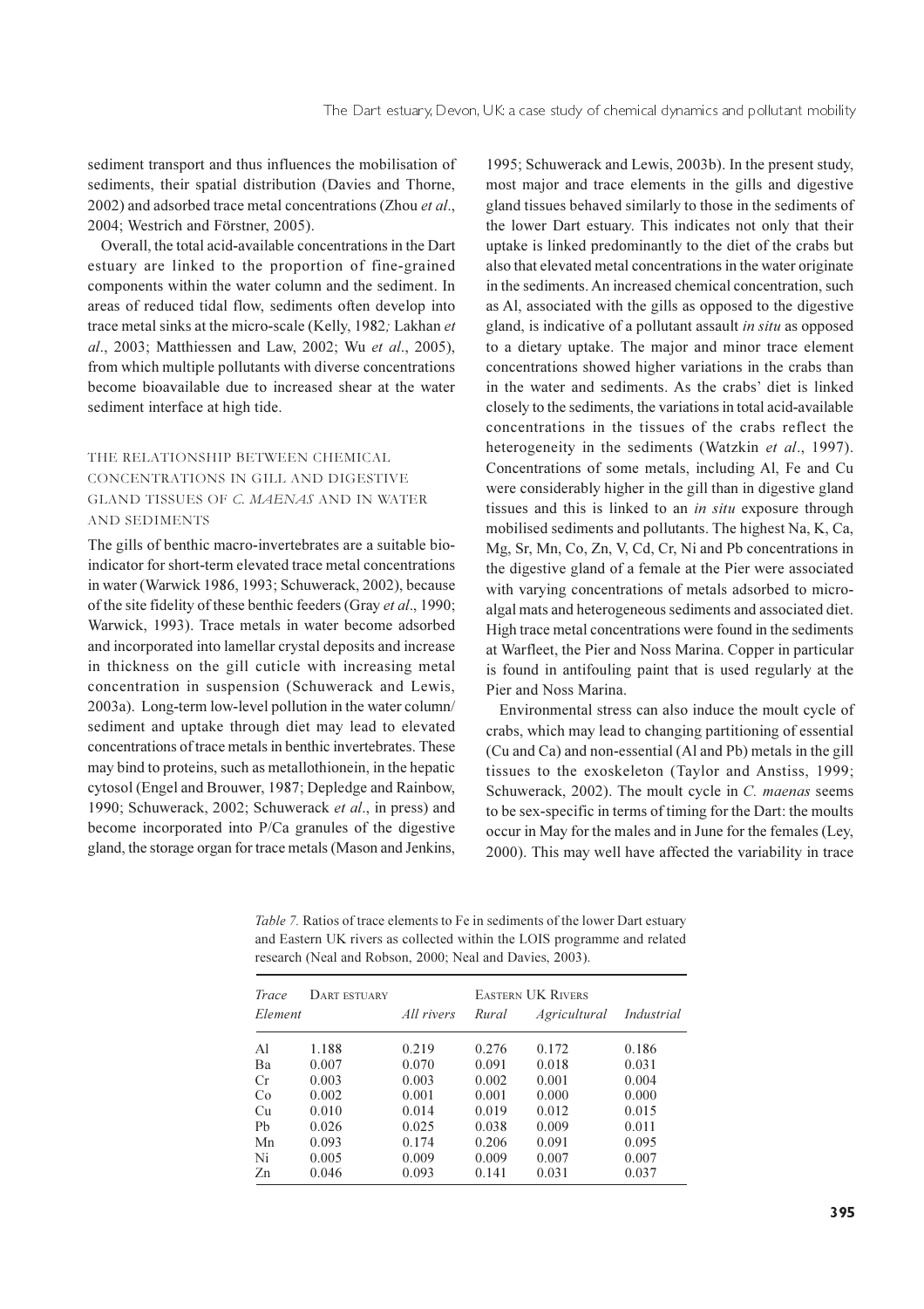sediment transport and thus influences the mobilisation of sediments, their spatial distribution (Davies and Thorne, 2002) and adsorbed trace metal concentrations (Zhou *et al*., 2004; Westrich and Förstner, 2005).

Overall, the total acid-available concentrations in the Dart estuary are linked to the proportion of fine-grained components within the water column and the sediment. In areas of reduced tidal flow, sediments often develop into trace metal sinks at the micro-scale (Kelly, 1982; Lakhan *et al*., 2003; Matthiessen and Law, 2002; Wu *et al*., 2005), from which multiple pollutants with diverse concentrations become bioavailable due to increased shear at the water sediment interface at high tide.

## THE RELATIONSHIP BETWEEN CHEMICAL CONCENTRATIONS IN GILL AND DIGESTIVE GLAND TISSUES OF *C. MAENAS* AND IN WATER AND SEDIMENTS

The gills of benthic macro-invertebrates are a suitable bio-indicator for short-term elevated trace metal concentrations in water (Warwick 1986, 1993; Schuwerack, 2002), because of the site fidelity of these benthic feeders (Gray *et al*., 1990; Warwick, 1993). Trace metals in water become adsorbed and incorporated into lamellar crystal deposits and increase in thickness on the gill cuticle with increasing metal concentration in suspension (Schuwerack and Lewis, 2003a). Long-term low-level pollution in the water column/sediment and uptake through diet may lead to elevated concentrations of trace metals in benthic invertebrates. These may bind to proteins, such as metallothionein, in the hepatic cytosol (Engel and Brouwer, 1987; Depledge and Rainbow, 1990; Schuwerack, 2002; Schuwerack *et al*., in press) and become incorporated into P/Ca granules of the digestive gland, the storage organ for trace metals (Mason and Jenkins, 1995; Schuwerack and Lewis, 2003b). In the present study, most major and trace elements in the gills and digestive gland tissues behaved similarly to those in the sediments of the lower Dart estuary. This indicates not only that their uptake is linked predominantly to the diet of the crabs but also that elevated metal concentrations in the water originate in the sediments. An increased chemical concentration, such as Al, associated with the gills as opposed to the digestive gland, is indicative of a pollutant assault *in situ* as opposed to a dietary uptake. The major and minor trace element concentrations showed higher variations in the crabs than in the water and sediments. As the crabs' diet is linked closely to the sediments, the variations in total acid-available concentrations in the tissues of the crabs reflect the heterogeneity in the sediments (Watzkin *et al*., 1997). Concentrations of some metals, including Al, Fe and Cu were considerably higher in the gill than in digestive gland tissues and this is linked to an *in situ* exposure through mobilised sediments and pollutants. The highest Na, K, Ca, Mg, Sr, Mn, Co, Zn, V, Cd, Cr, Ni and Pb concentrations in the digestive gland of a female at the Pier were associated with varying concentrations of metals adsorbed to micro-algal mats and heterogeneous sediments and associated diet. High trace metal concentrations were found in the sediments at Warfleet, the Pier and Noss Marina. Copper in particular is found in antifouling paint that is used regularly at the Pier and Noss Marina.

Environmental stress can also induce the moult cycle of crabs, which may lead to changing partitioning of essential (Cu and Ca) and non-essential (Al and Pb) metals in the gill tissues to the exoskeleton (Taylor and Anstiss, 1999; Schuwerack, 2002). The moult cycle in *C. maenas* seems to be sex-specific in terms of timing for the Dart: the moults occur in May for the males and in June for the females (Ley, 2000). This may well have affected the variability in trace

*Table 7.* Ratios of trace elements to Fe in sediments of the lower Dart estuary and Eastern UK rivers as collected within the LOIS programme and related research (Neal and Robson, 2000; Neal and Davies, 2003).

| Trace Element | Dart estuary | Eastern UK Rivers | | | |
|---|---|---|---|---|---|
| | | *All rivers* | *Rural* | *Agricultural* | *Industrial* |
| Al | 1.188 | 0.219 | 0.276 | 0.172 | 0.186 |
| Ba | 0.007 | 0.070 | 0.091 | 0.018 | 0.031 |
| Cr | 0.003 | 0.003 | 0.002 | 0.001 | 0.004 |
| Co | 0.002 | 0.001 | 0.001 | 0.000 | 0.000 |
| Cu | 0.010 | 0.014 | 0.019 | 0.012 | 0.015 |
| Pb | 0.026 | 0.025 | 0.038 | 0.009 | 0.011 |
| Mn | 0.093 | 0.174 | 0.206 | 0.091 | 0.095 |
| Ni | 0.005 | 0.009 | 0.009 | 0.007 | 0.007 |
| Zn | 0.046 | 0.093 | 0.141 | 0.031 | 0.037 |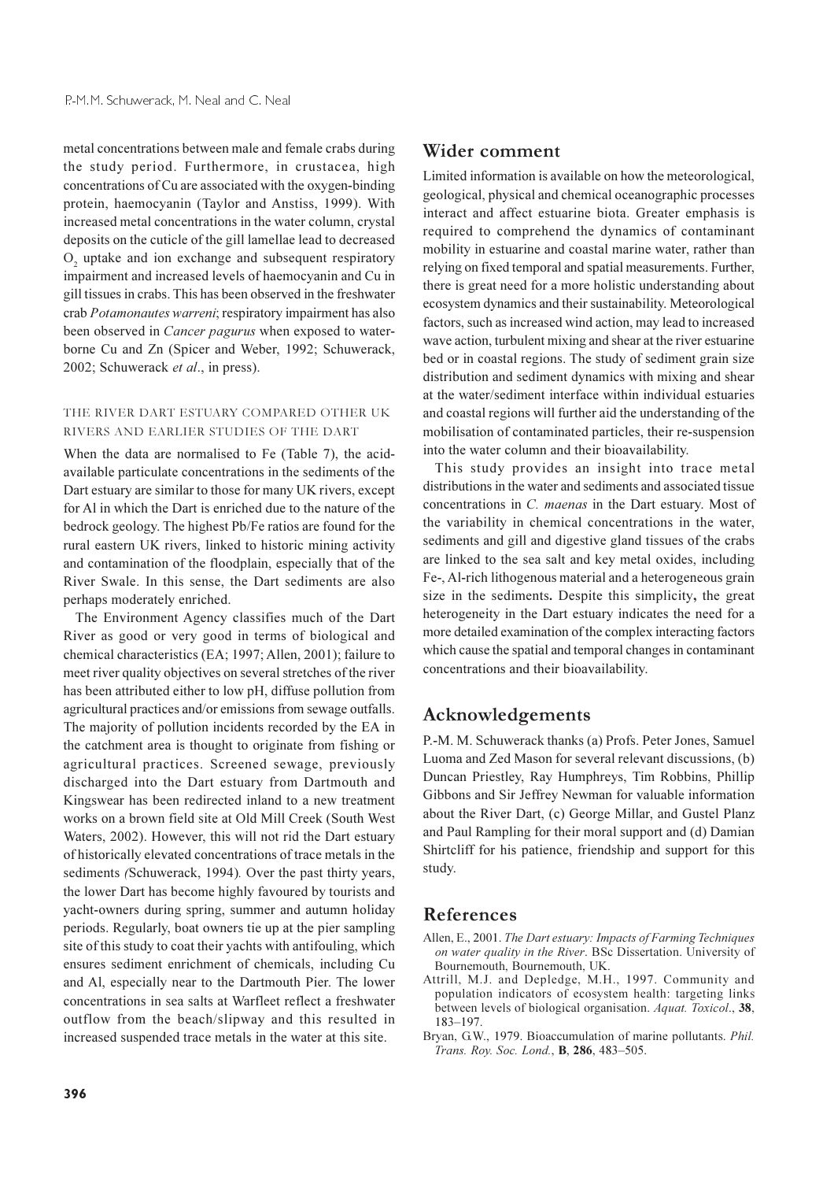metal concentrations between male and female crabs during the study period. Furthermore, in crustacea, high concentrations of Cu are associated with the oxygen-binding protein, haemocyanin (Taylor and Anstiss, 1999). With increased metal concentrations in the water column, crystal deposits on the cuticle of the gill lamellae lead to decreased $O_2$ uptake and ion exchange and subsequent respiratory impairment and increased levels of haemocyanin and Cu in gill tissues in crabs. This has been observed in the freshwater crab *Potamonautes warreni*; respiratory impairment has also been observed in *Cancer pagurus* when exposed to water-borne Cu and Zn (Spicer and Weber, 1992; Schuwerack, 2002; Schuwerack *et al*., in press).

### THE RIVER DART ESTUARY COMPARED OTHER UK RIVERS AND EARLIER STUDIES OF THE DART

When the data are normalised to Fe (Table 7), the acid-available particulate concentrations in the sediments of the Dart estuary are similar to those for many UK rivers, except for Al in which the Dart is enriched due to the nature of the bedrock geology. The highest Pb/Fe ratios are found for the rural eastern UK rivers, linked to historic mining activity and contamination of the floodplain, especially that of the River Swale. In this sense, the Dart sediments are also perhaps moderately enriched.

The Environment Agency classifies much of the Dart River as good or very good in terms of biological and chemical characteristics (EA; 1997; Allen, 2001); failure to meet river quality objectives on several stretches of the river has been attributed either to low pH, diffuse pollution from agricultural practices and/or emissions from sewage outfalls. The majority of pollution incidents recorded by the EA in the catchment area is thought to originate from fishing or agricultural practices. Screened sewage, previously discharged into the Dart estuary from Dartmouth and Kingswear has been redirected inland to a new treatment works on a brown field site at Old Mill Creek (South West Waters, 2002). However, this will not rid the Dart estuary of historically elevated concentrations of trace metals in the sediments *(*Schuwerack, 1994)*.* Over the past thirty years, the lower Dart has become highly favoured by tourists and yacht-owners during spring, summer and autumn holiday periods. Regularly, boat owners tie up at the pier sampling site of this study to coat their yachts with antifouling, which ensures sediment enrichment of chemicals, including Cu and Al, especially near to the Dartmouth Pier. The lower concentrations in sea salts at Warfleet reflect a freshwater outflow from the beach/slipway and this resulted in increased suspended trace metals in the water at this site.

## Wider comment

Limited information is available on how the meteorological, geological, physical and chemical oceanographic processes interact and affect estuarine biota. Greater emphasis is required to comprehend the dynamics of contaminant mobility in estuarine and coastal marine water, rather than relying on fixed temporal and spatial measurements. Further, there is great need for a more holistic understanding about ecosystem dynamics and their sustainability. Meteorological factors, such as increased wind action, may lead to increased wave action, turbulent mixing and shear at the river estuarine bed or in coastal regions. The study of sediment grain size distribution and sediment dynamics with mixing and shear at the water/sediment interface within individual estuaries and coastal regions will further aid the understanding of the mobilisation of contaminated particles, their re-suspension into the water column and their bioavailability.

This study provides an insight into trace metal distributions in the water and sediments and associated tissue concentrations in *C. maenas* in the Dart estuary. Most of the variability in chemical concentrations in the water, sediments and gill and digestive gland tissues of the crabs are linked to the sea salt and key metal oxides, including Fe-, Al-rich lithogenous material and a heterogeneous grain size in the sediments**.** Despite this simplicity**,** the great heterogeneity in the Dart estuary indicates the need for a more detailed examination of the complex interacting factors which cause the spatial and temporal changes in contaminant concentrations and their bioavailability.

## Acknowledgements

P.-M. M. Schuwerack thanks (a) Profs. Peter Jones, Samuel Luoma and Zed Mason for several relevant discussions, (b) Duncan Priestley, Ray Humphreys, Tim Robbins, Phillip Gibbons and Sir Jeffrey Newman for valuable information about the River Dart, (c) George Millar, and Gustel Planz and Paul Rampling for their moral support and (d) Damian Shirtcliff for his patience, friendship and support for this study.

## References

Allen, E., 2001. *The Dart estuary: Impacts of Farming Techniques on water quality in the River*. BSc Dissertation. University of Bournemouth, Bournemouth, UK.

Attrill, M.J. and Depledge, M.H., 1997. Community and population indicators of ecosystem health: targeting links between levels of biological organisation. *Aquat. Toxicol*., **38**, 183–197.

Bryan, G.W., 1979. Bioaccumulation of marine pollutants. *Phil. Trans. Roy. Soc. Lond.*, **B**, **286**, 483–505.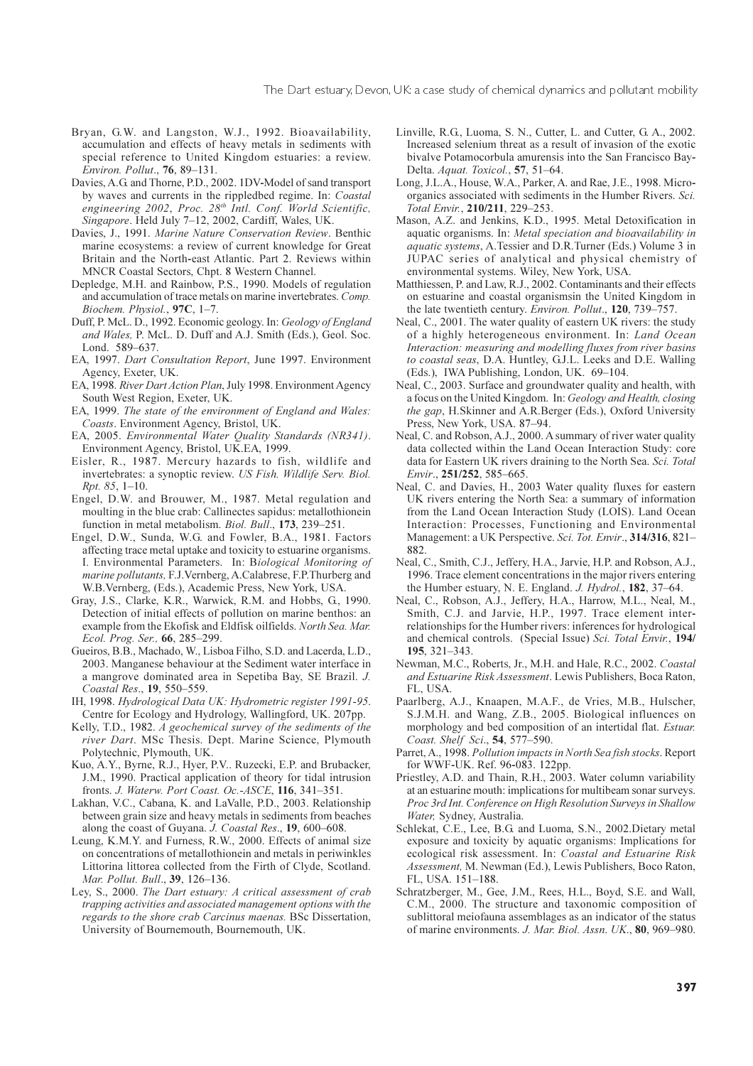Bryan, G.W. and Langston, W.J., 1992. Bioavailability, accumulation and effects of heavy metals in sediments with special reference to United Kingdom estuaries: a review. *Environ. Pollut*., **76**, 89–131.

Davies, A.G. and Thorne, P.D., 2002. 1DV-Model of sand transport by waves and currents in the rippledbed regime. In: *Coastal engineering 2002*, *Proc. 28th Intl. Conf. World Scientific, Singapore*. Held July 7–12, 2002, Cardiff, Wales, UK.

Davies, J., 1991. *Marine Nature Conservation Review*. Benthic marine ecosystems: a review of current knowledge for Great Britain and the North-east Atlantic. Part 2. Reviews within MNCR Coastal Sectors, Chpt. 8 Western Channel.

Depledge, M.H. and Rainbow, P.S., 1990. Models of regulation and accumulation of trace metals on marine invertebrates. *Comp. Biochem. Physiol.*, **97C**, 1–7.

Duff, P. McL. D., 1992. Economic geology. In: *Geology of England and Wales,* P. McL. D. Duff and A.J. Smith (Eds.), Geol. Soc. Lond. 589–637.

EA, 1997. *Dart Consultation Report*, June 1997. Environment Agency, Exeter, UK.

EA, 1998. *River Dart Action Plan*, July 1998. Environment Agency South West Region, Exeter, UK.

EA, 1999. *The state of the environment of England and Wales: Coasts*. Environment Agency, Bristol, UK.

EA, 2005. *Environmental Water Quality Standards (NR341)*. Environment Agency, Bristol, UK.EA, 1999.

Eisler, R., 1987. Mercury hazards to fish, wildlife and invertebrates: a synoptic review. *US Fish. Wildlife Serv. Biol. Rpt. 85*, 1–10.

Engel, D.W. and Brouwer, M., 1987. Metal regulation and moulting in the blue crab: Callinectes sapidus: metallothionein function in metal metabolism. *Biol. Bull*., **173**, 239–251.

Engel, D.W., Sunda, W.G. and Fowler, B.A., 1981. Factors affecting trace metal uptake and toxicity to estuarine organisms. I. Environmental Parameters. In: B*iological Monitoring of marine pollutants,* F.J.Vernberg, A.Calabrese, F.P.Thurberg and W.B.Vernberg, (Eds.), Academic Press, New York, USA.

Gray, J.S., Clarke, K.R., Warwick, R.M. and Hobbs, G., 1990. Detection of initial effects of pollution on marine benthos: an example from the Ekofisk and Eldfisk oilfields. *North Sea. Mar. Ecol. Prog. Ser.,* **66**, 285–299.

Gueiros, B.B., Machado, W., Lisboa Filho, S.D. and Lacerda, L.D., 2003. Manganese behaviour at the Sediment water interface in a mangrove dominated area in Sepetiba Bay, SE Brazil. *J. Coastal Res*., **19**, 550–559.

IH, 1998. *Hydrological Data UK: Hydrometric register 1991-95*. Centre for Ecology and Hydrology, Wallingford, UK. 207pp.

Kelly, T.D., 1982. *A geochemical survey of the sediments of the river Dart*. MSc Thesis. Dept. Marine Science, Plymouth Polytechnic, Plymouth, UK.

Kuo, A.Y., Byrne, R.J., Hyer, P.V.. Ruzecki, E.P. and Brubacker, J.M., 1990. Practical application of theory for tidal intrusion fronts. *J. Waterw. Port Coast. Oc.-ASCE*, **116**, 341–351.

Lakhan, V.C., Cabana, K. and LaValle, P.D., 2003. Relationship between grain size and heavy metals in sediments from beaches along the coast of Guyana. *J. Coastal Res*., **19**, 600–608.

Leung, K.M.Y. and Furness, R.W., 2000. Effects of animal size on concentrations of metallothionein and metals in periwinkles Littorina littorea collected from the Firth of Clyde, Scotland. *Mar. Pollut. Bull*., **39**, 126–136.

Ley, S., 2000. *The Dart estuary: A critical assessment of crab trapping activities and associated management options with the regards to the shore crab Carcinus maenas.* BSc Dissertation, University of Bournemouth, Bournemouth, UK.

Linville, R.G., Luoma, S. N., Cutter, L. and Cutter, G. A., 2002. Increased selenium threat as a result of invasion of the exotic bivalve Potamocorbula amurensis into the San Francisco Bay-Delta. *Aquat. Toxicol.*, **57**, 51–64.

Long, J.L.A., House, W.A., Parker, A. and Rae, J.E., 1998. Micro-organics associated with sediments in the Humber Rivers. *Sci. Total Envir.*, **210/211**, 229–253.

Mason, A.Z. and Jenkins, K.D., 1995. Metal Detoxification in aquatic organisms. In: *Metal speciation and bioavailability in aquatic systems*, A.Tessier and D.R.Turner (Eds.) Volume 3 in JUPAC series of analytical and physical chemistry of environmental systems. Wiley, New York, USA.

Matthiessen, P. and Law, R.J., 2002. Contaminants and their effects on estuarine and coastal organismsin the United Kingdom in the late twentieth century. *Environ. Pollut*., **120**, 739–757.

Neal, C., 2001. The water quality of eastern UK rivers: the study of a highly heterogeneous environment. In: *Land Ocean Interaction: measuring and modelling fluxes from river basins to coastal seas*, D.A. Huntley, G.J.L. Leeks and D.E. Walling (Eds.), IWA Publishing, London, UK. 69–104.

Neal, C., 2003. Surface and groundwater quality and health, with a focus on the United Kingdom. In: *Geology and Health, closing the gap*, H.Skinner and A.R.Berger (Eds.), Oxford University Press, New York, USA. 87–94.

Neal, C. and Robson, A.J., 2000. A summary of river water quality data collected within the Land Ocean Interaction Study: core data for Eastern UK rivers draining to the North Sea. *Sci. Total Envir*., **251/252**, 585–665.

Neal, C. and Davies, H., 2003 Water quality fluxes for eastern UK rivers entering the North Sea: a summary of information from the Land Ocean Interaction Study (LOIS). Land Ocean Interaction: Processes, Functioning and Environmental Management: a UK Perspective. *Sci. Tot. Envir*., **314/316**, 821–882.

Neal, C., Smith, C.J., Jeffery, H.A., Jarvie, H.P. and Robson, A.J., 1996. Trace element concentrations in the major rivers entering the Humber estuary, N. E. England. *J. Hydrol.*, **182**, 37–64.

Neal, C., Robson, A.J., Jeffery, H.A., Harrow, M.L., Neal, M., Smith, C.J. and Jarvie, H.P., 1997. Trace element inter-relationships for the Humber rivers: inferences for hydrological and chemical controls. (Special Issue) *Sci. Total Envir.*, **194/195**, 321–343.

Newman, M.C., Roberts, Jr., M.H. and Hale, R.C., 2002. *Coastal and Estuarine Risk Assessment*. Lewis Publishers, Boca Raton, FL, USA.

Paarlberg, A.J., Knaapen, M.A.F., de Vries, M.B., Hulscher, S.J.M.H. and Wang, Z.B., 2005. Biological influences on morphology and bed composition of an intertidal flat. *Estuar. Coast. Shelf Sci*., **54**, 577–590.

Parret, A., 1998. *Pollution impacts in North Sea fish stocks*. Report for WWF-UK. Ref. 96-083. 122pp.

Priestley, A.D. and Thain, R.H., 2003. Water column variability at an estuarine mouth: implications for multibeam sonar surveys. *Proc 3rd Int. Conference on High Resolution Surveys in Shallow Water,* Sydney, Australia.

Schlekat, C.E., Lee, B.G. and Luoma, S.N., 2002.Dietary metal exposure and toxicity by aquatic organisms: Implications for ecological risk assessment. In: *Coastal and Estuarine Risk Assessment,* M. Newman (Ed.), Lewis Publishers, Boco Raton, FL, USA. 151–188.

Schratzberger, M., Gee, J.M., Rees, H.L., Boyd, S.E. and Wall, C.M., 2000. The structure and taxonomic composition of sublittoral meiofauna assemblages as an indicator of the status of marine environments. *J. Mar. Biol. Assn. UK*., **80**, 969–980.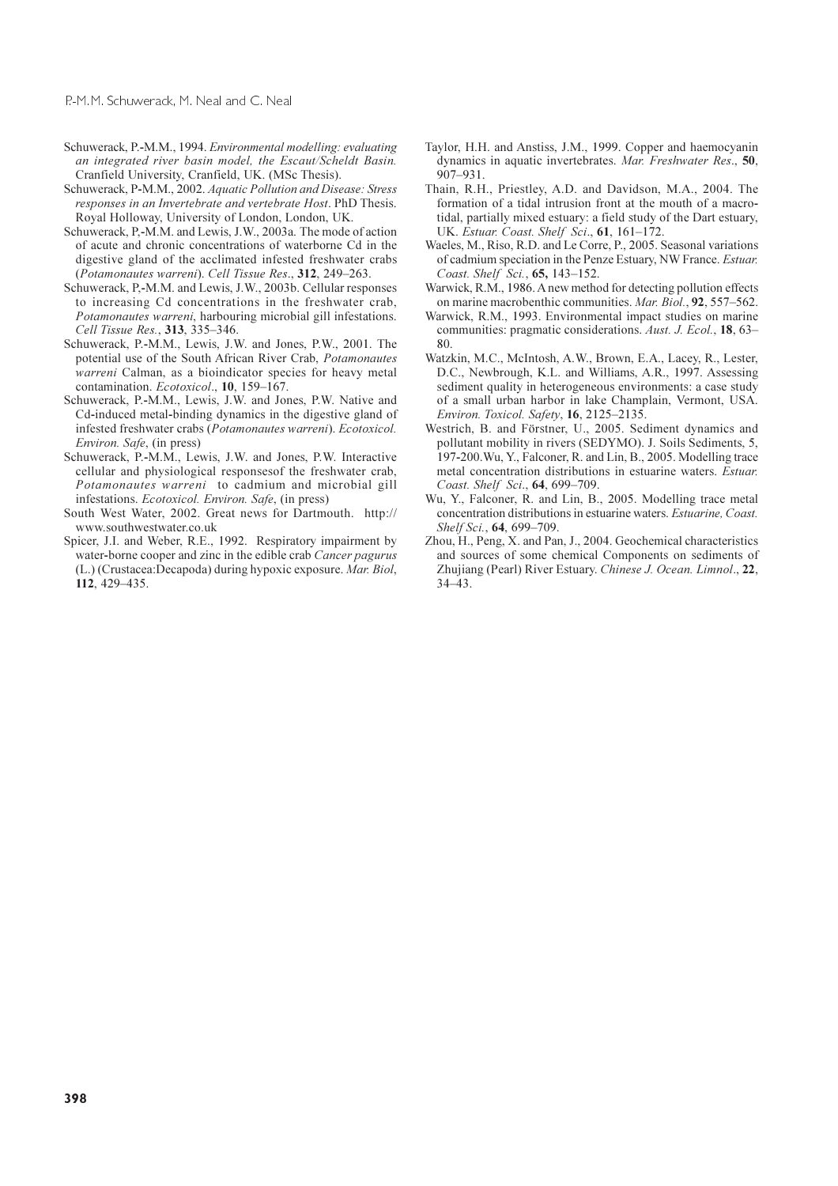Schuwerack, P.-M.M., 1994. *Environmental modelling: evaluating an integrated river basin model, the Escaut/Scheldt Basin.* Cranfield University, Cranfield, UK. (MSc Thesis).

Schuwerack, P-M.M., 2002. *Aquatic Pollution and Disease: Stress responses in an Invertebrate and vertebrate Host*. PhD Thesis. Royal Holloway, University of London, London, UK.

Schuwerack, P,-M.M. and Lewis, J.W., 2003a. The mode of action of acute and chronic concentrations of waterborne Cd in the digestive gland of the acclimated infested freshwater crabs (*Potamonautes warreni*). *Cell Tissue Res*., **312**, 249–263.

Schuwerack, P,-M.M. and Lewis, J.W., 2003b. Cellular responses to increasing Cd concentrations in the freshwater crab, *Potamonautes warreni*, harbouring microbial gill infestations. *Cell Tissue Res.*, **313**, 335–346.

Schuwerack, P.-M.M., Lewis, J.W. and Jones, P.W., 2001. The potential use of the South African River Crab, *Potamonautes warreni* Calman, as a bioindicator species for heavy metal contamination. *Ecotoxicol*., **10**, 159–167.

Schuwerack, P.-M.M., Lewis, J.W. and Jones, P.W. Native and Cd-induced metal-binding dynamics in the digestive gland of infested freshwater crabs (*Potamonautes warreni*). *Ecotoxicol. Environ. Safe*, (in press)

Schuwerack, P.-M.M., Lewis, J.W. and Jones, P.W. Interactive cellular and physiological responsesof the freshwater crab, *Potamonautes warreni* to cadmium and microbial gill infestations. *Ecotoxicol. Environ. Safe*, (in press)

South West Water, 2002. Great news for Dartmouth. http://www.southwestwater.co.uk

Spicer, J.I. and Weber, R.E., 1992. Respiratory impairment by water-borne cooper and zinc in the edible crab *Cancer pagurus* (L.) (Crustacea:Decapoda) during hypoxic exposure. *Mar. Biol*, **112**, 429–435.

Taylor, H.H. and Anstiss, J.M., 1999. Copper and haemocyanin dynamics in aquatic invertebrates. *Mar. Freshwater Res*., **50**, 907–931.

Thain, R.H., Priestley, A.D. and Davidson, M.A., 2004. The formation of a tidal intrusion front at the mouth of a macro-tidal, partially mixed estuary: a field study of the Dart estuary, UK. *Estuar. Coast. Shelf Sci*., **61**, 161–172.

Waeles, M., Riso, R.D. and Le Corre, P., 2005. Seasonal variations of cadmium speciation in the Penze Estuary, NW France. *Estuar. Coast. Shelf Sci.*, **65,** 143–152.

Warwick, R.M., 1986. A new method for detecting pollution effects on marine macrobenthic communities. *Mar. Biol.*, **92**, 557–562.

Warwick, R.M., 1993. Environmental impact studies on marine communities: pragmatic considerations. *Aust. J. Ecol.*, **18**, 63–80.

Watzkin, M.C., McIntosh, A.W., Brown, E.A., Lacey, R., Lester, D.C., Newbrough, K.L. and Williams, A.R., 1997. Assessing sediment quality in heterogeneous environments: a case study of a small urban harbor in lake Champlain, Vermont, USA. *Environ. Toxicol. Safety*, **16**, 2125–2135.

Westrich, B. and Förstner, U., 2005. Sediment dynamics and pollutant mobility in rivers (SEDYMO). J. Soils Sediments, 5, 197-200.Wu, Y., Falconer, R. and Lin, B., 2005. Modelling trace metal concentration distributions in estuarine waters. *Estuar. Coast. Shelf Sci*., **64**, 699–709.

Wu, Y., Falconer, R. and Lin, B., 2005. Modelling trace metal concentration distributions in estuarine waters. *Estuarine, Coast. Shelf Sci.*, **64**, 699–709.

Zhou, H., Peng, X. and Pan, J., 2004. Geochemical characteristics and sources of some chemical Components on sediments of Zhujiang (Pearl) River Estuary. *Chinese J. Ocean. Limnol*., **22**, 34–43.